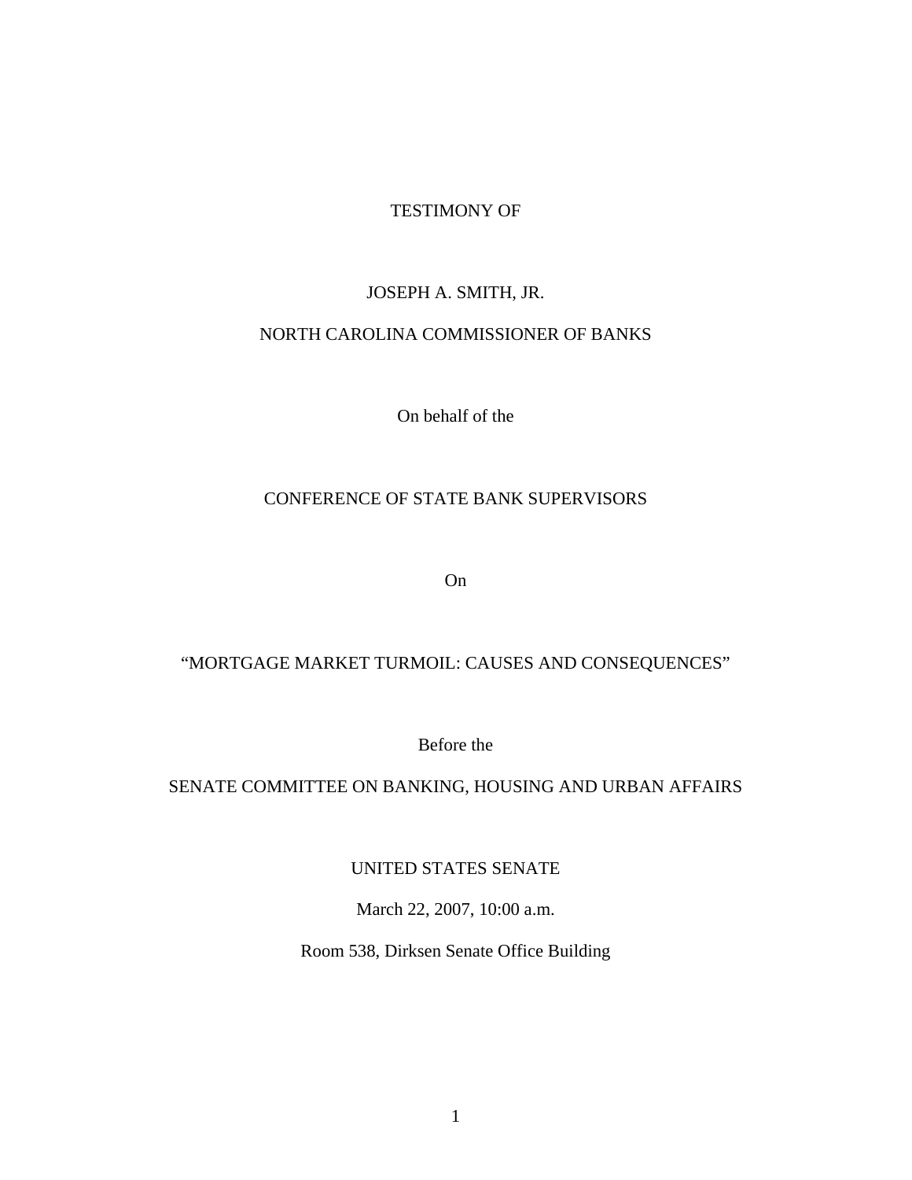TESTIMONY OF

JOSEPH A. SMITH, JR.

NORTH CAROLINA COMMISSIONER OF BANKS

On behalf of the

CONFERENCE OF STATE BANK SUPERVISORS

On

“MORTGAGE MARKET TURMOIL: CAUSES AND CONSEQUENCES”

Before the

SENATE COMMITTEE ON BANKING, HOUSING AND URBAN AFFAIRS

UNITED STATES SENATE

March 22, 2007, 10:00 a.m.

Room 538, Dirksen Senate Office Building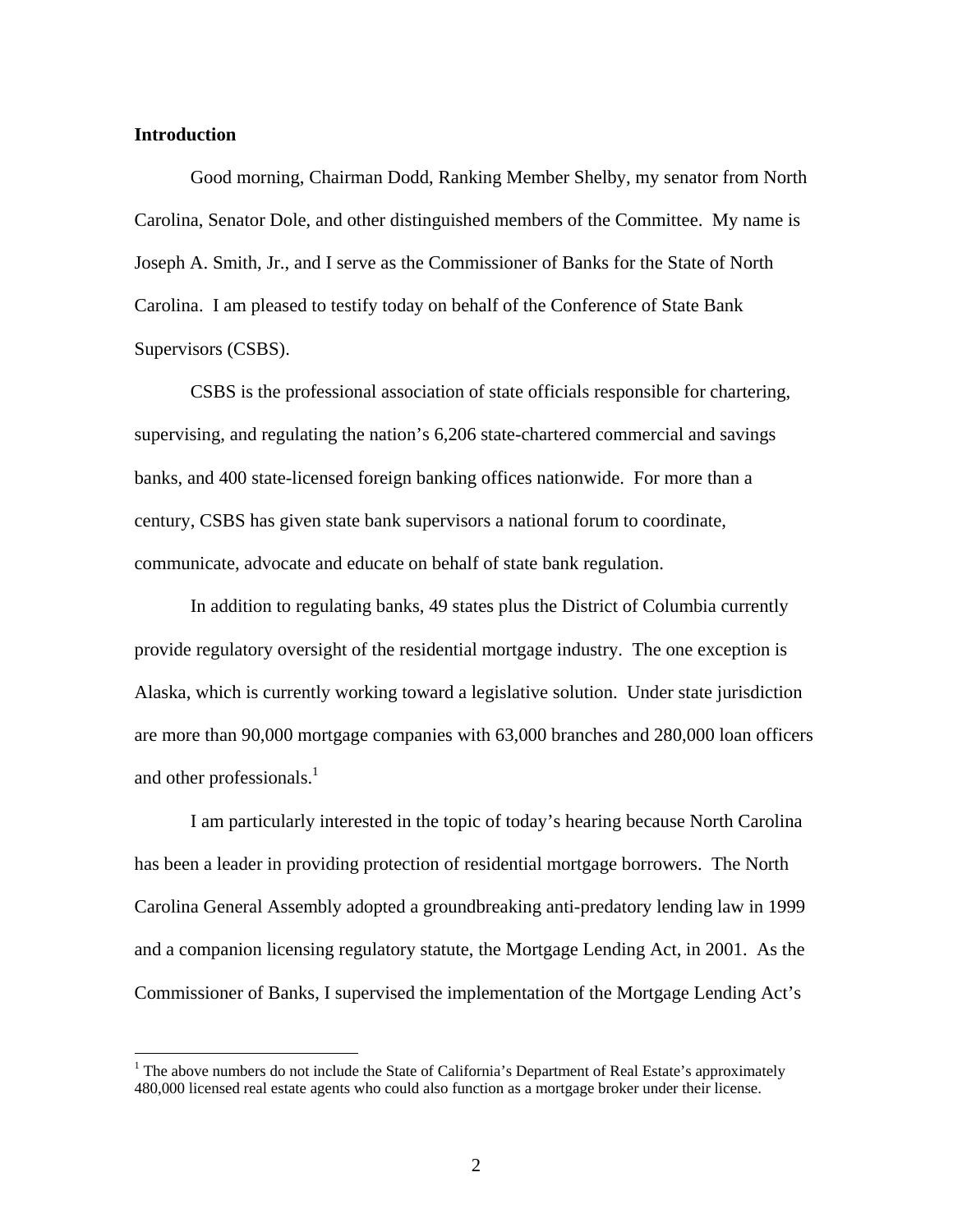**Introduction**

Good morning, Chairman Dodd, Ranking Member Shelby, my senator from North Carolina, Senator Dole, and other distinguished members of the Committee. My name is Joseph A. Smith, Jr., and I serve as the Commissioner of Banks for the State of North Carolina. I am pleased to testify today on behalf of the Conference of State Bank Supervisors (CSBS).

CSBS is the professional association of state officials responsible for chartering, supervising, and regulating the nation's 6,206 state-chartered commercial and savings banks, and 400 state-licensed foreign banking offices nationwide. For more than a century, CSBS has given state bank supervisors a national forum to coordinate, communicate, advocate and educate on behalf of state bank regulation.

In addition to regulating banks, 49 states plus the District of Columbia currently provide regulatory oversight of the residential mortgage industry. The one exception is Alaska, which is currently working toward a legislative solution. Under state jurisdiction are more than 90,000 mortgage companies with 63,000 branches and 280,000 loan officers and other professionals.[1]

I am particularly interested in the topic of today's hearing because North Carolina has been a leader in providing protection of residential mortgage borrowers. The North Carolina General Assembly adopted a groundbreaking anti-predatory lending law in 1999 and a companion licensing regulatory statute, the Mortgage Lending Act, in 2001. As the Commissioner of Banks, I supervised the implementation of the Mortgage Lending Act's

[1] The above numbers do not include the State of California's Department of Real Estate's approximately 480,000 licensed real estate agents who could also function as a mortgage broker under their license.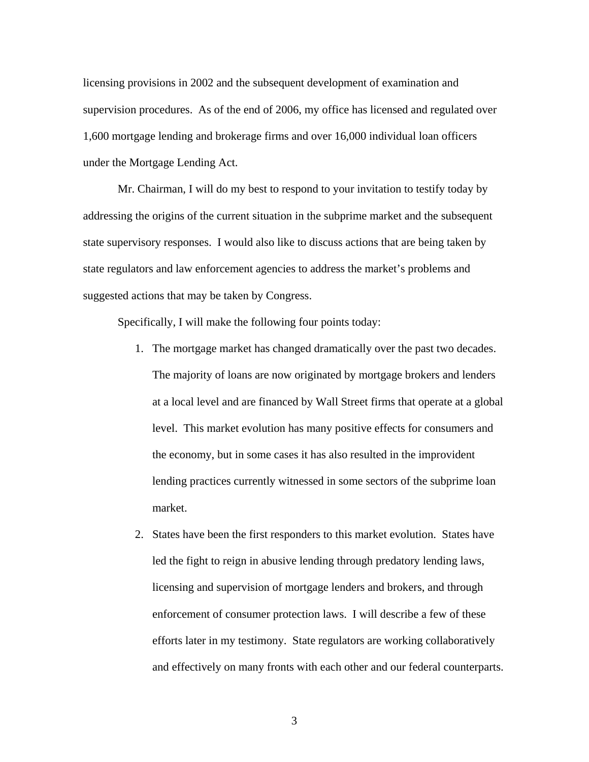licensing provisions in 2002 and the subsequent development of examination and supervision procedures. As of the end of 2006, my office has licensed and regulated over 1,600 mortgage lending and brokerage firms and over 16,000 individual loan officers under the Mortgage Lending Act.

Mr. Chairman, I will do my best to respond to your invitation to testify today by addressing the origins of the current situation in the subprime market and the subsequent state supervisory responses. I would also like to discuss actions that are being taken by state regulators and law enforcement agencies to address the market's problems and suggested actions that may be taken by Congress.

Specifically, I will make the following four points today:

1. The mortgage market has changed dramatically over the past two decades. The majority of loans are now originated by mortgage brokers and lenders at a local level and are financed by Wall Street firms that operate at a global level. This market evolution has many positive effects for consumers and the economy, but in some cases it has also resulted in the improvident lending practices currently witnessed in some sectors of the subprime loan market.

2. States have been the first responders to this market evolution. States have led the fight to reign in abusive lending through predatory lending laws, licensing and supervision of mortgage lenders and brokers, and through enforcement of consumer protection laws. I will describe a few of these efforts later in my testimony. State regulators are working collaboratively and effectively on many fronts with each other and our federal counterparts.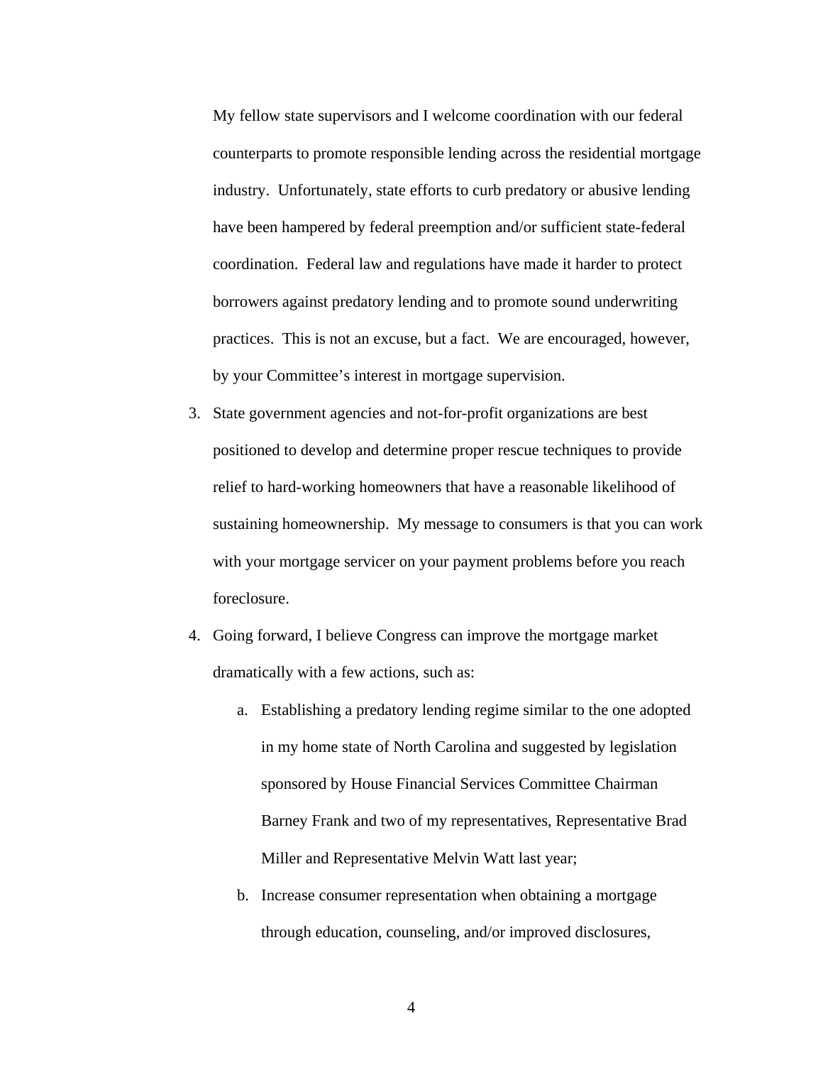My fellow state supervisors and I welcome coordination with our federal counterparts to promote responsible lending across the residential mortgage industry. Unfortunately, state efforts to curb predatory or abusive lending have been hampered by federal preemption and/or sufficient state-federal coordination. Federal law and regulations have made it harder to protect borrowers against predatory lending and to promote sound underwriting practices. This is not an excuse, but a fact. We are encouraged, however, by your Committee's interest in mortgage supervision.

3. State government agencies and not-for-profit organizations are best positioned to develop and determine proper rescue techniques to provide relief to hard-working homeowners that have a reasonable likelihood of sustaining homeownership. My message to consumers is that you can work with your mortgage servicer on your payment problems before you reach foreclosure.

4. Going forward, I believe Congress can improve the mortgage market dramatically with a few actions, such as:

    a. Establishing a predatory lending regime similar to the one adopted in my home state of North Carolina and suggested by legislation sponsored by House Financial Services Committee Chairman Barney Frank and two of my representatives, Representative Brad Miller and Representative Melvin Watt last year;

    b. Increase consumer representation when obtaining a mortgage through education, counseling, and/or improved disclosures,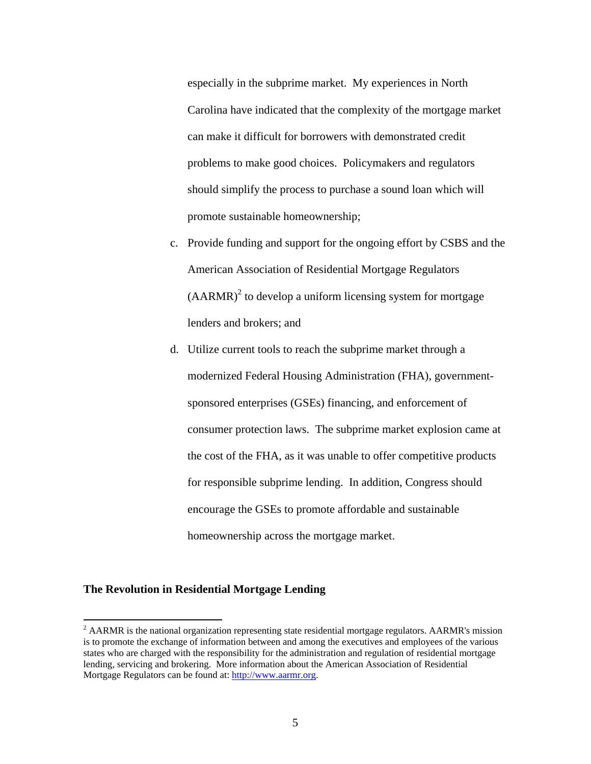especially in the subprime market. My experiences in North Carolina have indicated that the complexity of the mortgage market can make it difficult for borrowers with demonstrated credit problems to make good choices. Policymakers and regulators should simplify the process to purchase a sound loan which will promote sustainable homeownership;

c. Provide funding and support for the ongoing effort by CSBS and the American Association of Residential Mortgage Regulators (AARMR)[2] to develop a uniform licensing system for mortgage lenders and brokers; and

d. Utilize current tools to reach the subprime market through a modernized Federal Housing Administration (FHA), government-sponsored enterprises (GSEs) financing, and enforcement of consumer protection laws. The subprime market explosion came at the cost of the FHA, as it was unable to offer competitive products for responsible subprime lending. In addition, Congress should encourage the GSEs to promote affordable and sustainable homeownership across the mortgage market.

**The Revolution in Residential Mortgage Lending**

[2] AARMR is the national organization representing state residential mortgage regulators. AARMR's mission is to promote the exchange of information between and among the executives and employees of the various states who are charged with the responsibility for the administration and regulation of residential mortgage lending, servicing and brokering. More information about the American Association of Residential Mortgage Regulators can be found at: http://www.aarmr.org.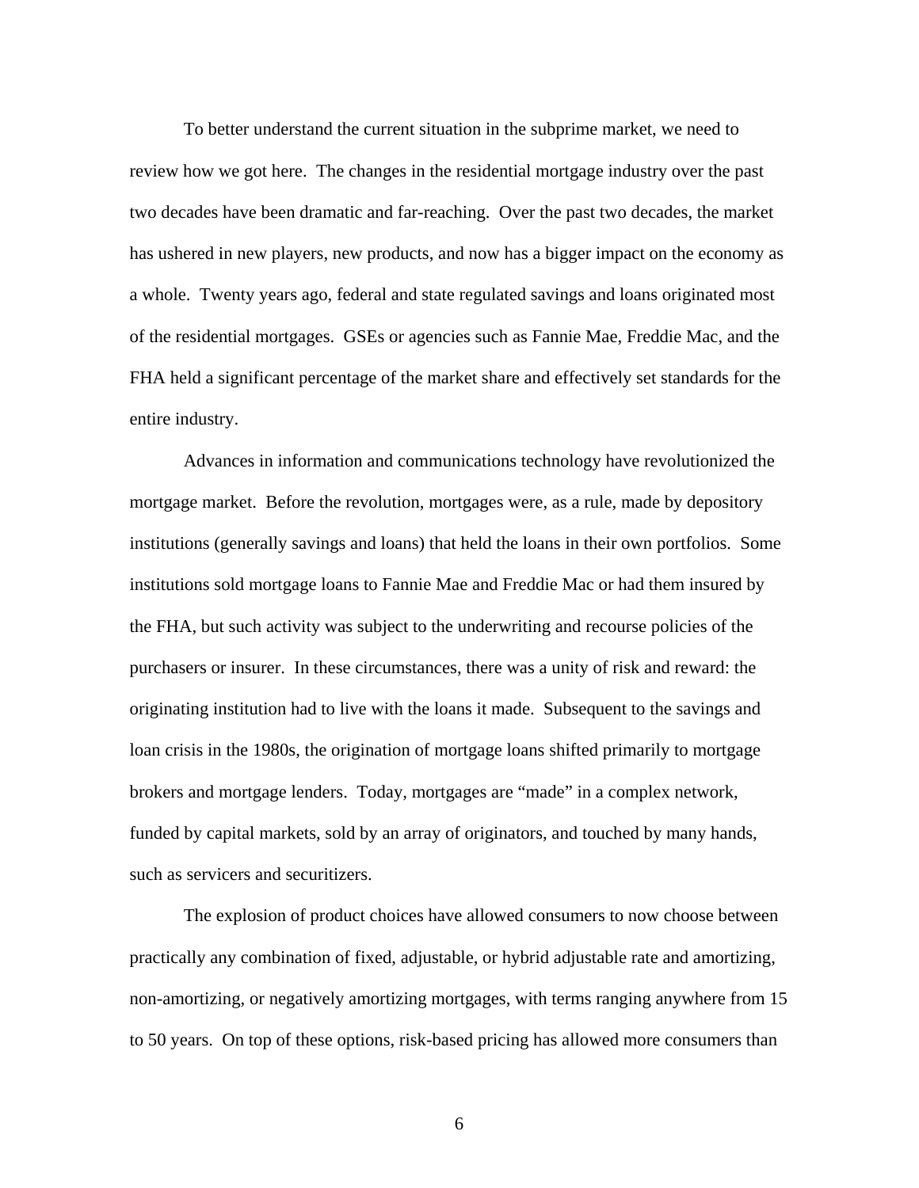To better understand the current situation in the subprime market, we need to review how we got here. The changes in the residential mortgage industry over the past two decades have been dramatic and far-reaching. Over the past two decades, the market has ushered in new players, new products, and now has a bigger impact on the economy as a whole. Twenty years ago, federal and state regulated savings and loans originated most of the residential mortgages. GSEs or agencies such as Fannie Mae, Freddie Mac, and the FHA held a significant percentage of the market share and effectively set standards for the entire industry.

Advances in information and communications technology have revolutionized the mortgage market. Before the revolution, mortgages were, as a rule, made by depository institutions (generally savings and loans) that held the loans in their own portfolios. Some institutions sold mortgage loans to Fannie Mae and Freddie Mac or had them insured by the FHA, but such activity was subject to the underwriting and recourse policies of the purchasers or insurer. In these circumstances, there was a unity of risk and reward: the originating institution had to live with the loans it made. Subsequent to the savings and loan crisis in the 1980s, the origination of mortgage loans shifted primarily to mortgage brokers and mortgage lenders. Today, mortgages are "made" in a complex network, funded by capital markets, sold by an array of originators, and touched by many hands, such as servicers and securitizers.

The explosion of product choices have allowed consumers to now choose between practically any combination of fixed, adjustable, or hybrid adjustable rate and amortizing, non-amortizing, or negatively amortizing mortgages, with terms ranging anywhere from 15 to 50 years. On top of these options, risk-based pricing has allowed more consumers than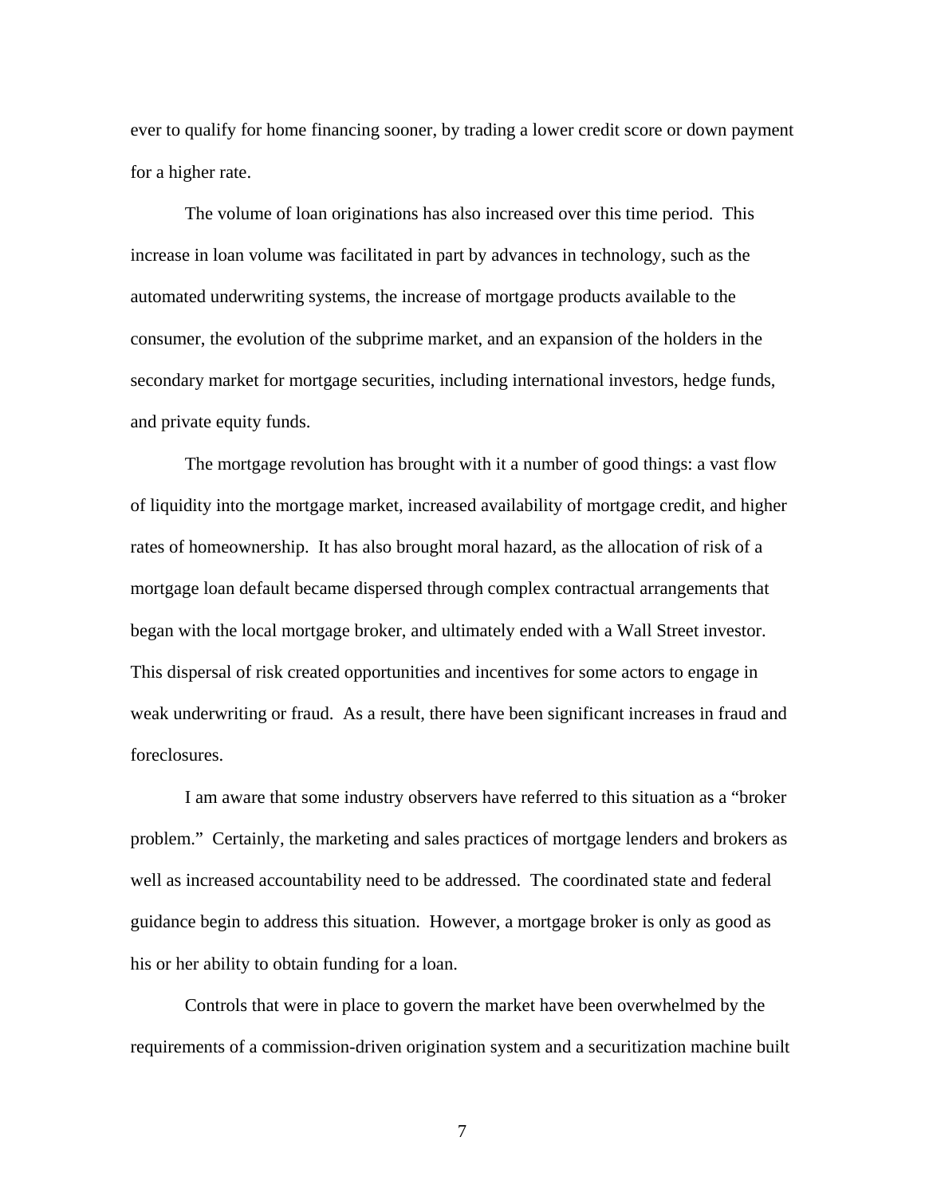ever to qualify for home financing sooner, by trading a lower credit score or down payment for a higher rate.

The volume of loan originations has also increased over this time period. This increase in loan volume was facilitated in part by advances in technology, such as the automated underwriting systems, the increase of mortgage products available to the consumer, the evolution of the subprime market, and an expansion of the holders in the secondary market for mortgage securities, including international investors, hedge funds, and private equity funds.

The mortgage revolution has brought with it a number of good things: a vast flow of liquidity into the mortgage market, increased availability of mortgage credit, and higher rates of homeownership. It has also brought moral hazard, as the allocation of risk of a mortgage loan default became dispersed through complex contractual arrangements that began with the local mortgage broker, and ultimately ended with a Wall Street investor. This dispersal of risk created opportunities and incentives for some actors to engage in weak underwriting or fraud. As a result, there have been significant increases in fraud and foreclosures.

I am aware that some industry observers have referred to this situation as a "broker problem." Certainly, the marketing and sales practices of mortgage lenders and brokers as well as increased accountability need to be addressed. The coordinated state and federal guidance begin to address this situation. However, a mortgage broker is only as good as his or her ability to obtain funding for a loan.

Controls that were in place to govern the market have been overwhelmed by the requirements of a commission-driven origination system and a securitization machine built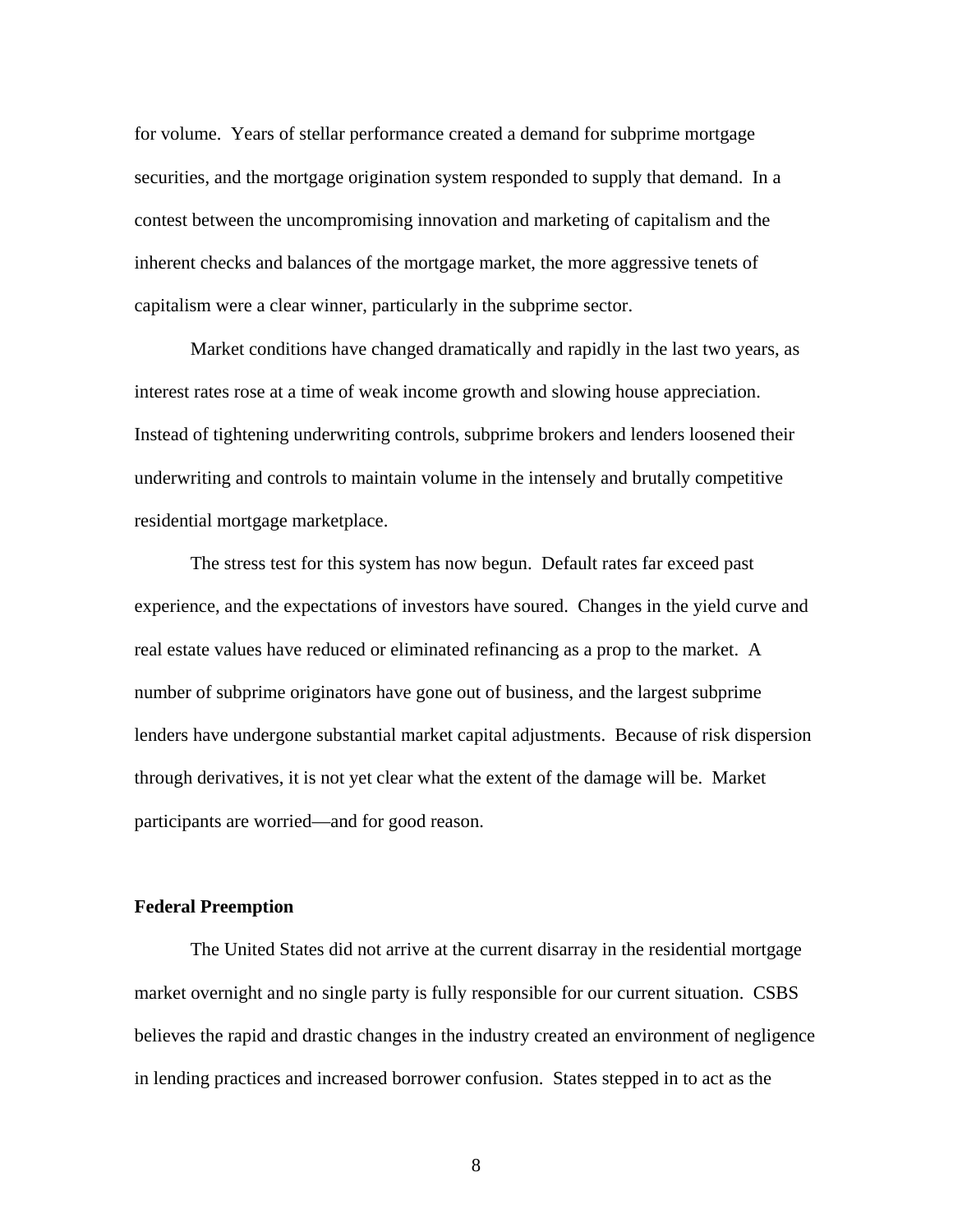for volume. Years of stellar performance created a demand for subprime mortgage securities, and the mortgage origination system responded to supply that demand. In a contest between the uncompromising innovation and marketing of capitalism and the inherent checks and balances of the mortgage market, the more aggressive tenets of capitalism were a clear winner, particularly in the subprime sector.

Market conditions have changed dramatically and rapidly in the last two years, as interest rates rose at a time of weak income growth and slowing house appreciation. Instead of tightening underwriting controls, subprime brokers and lenders loosened their underwriting and controls to maintain volume in the intensely and brutally competitive residential mortgage marketplace.

The stress test for this system has now begun. Default rates far exceed past experience, and the expectations of investors have soured. Changes in the yield curve and real estate values have reduced or eliminated refinancing as a prop to the market. A number of subprime originators have gone out of business, and the largest subprime lenders have undergone substantial market capital adjustments. Because of risk dispersion through derivatives, it is not yet clear what the extent of the damage will be. Market participants are worried—and for good reason.

**Federal Preemption**

The United States did not arrive at the current disarray in the residential mortgage market overnight and no single party is fully responsible for our current situation. CSBS believes the rapid and drastic changes in the industry created an environment of negligence in lending practices and increased borrower confusion. States stepped in to act as the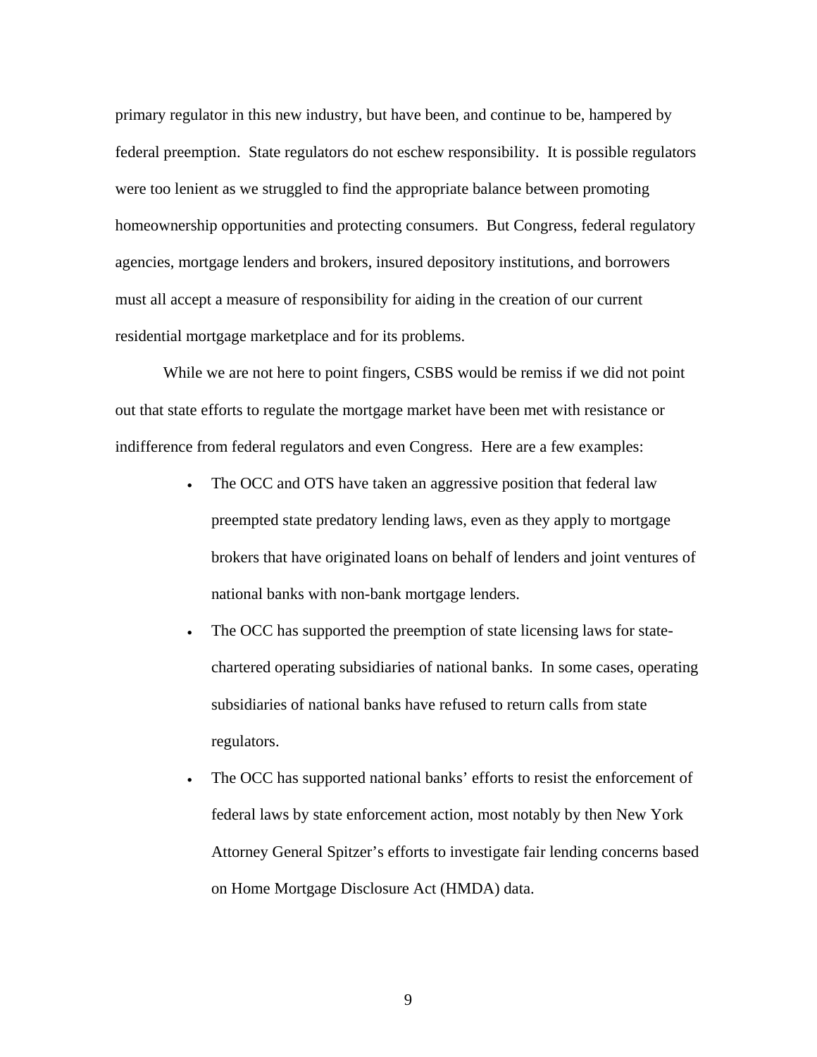primary regulator in this new industry, but have been, and continue to be, hampered by federal preemption. State regulators do not eschew responsibility. It is possible regulators were too lenient as we struggled to find the appropriate balance between promoting homeownership opportunities and protecting consumers. But Congress, federal regulatory agencies, mortgage lenders and brokers, insured depository institutions, and borrowers must all accept a measure of responsibility for aiding in the creation of our current residential mortgage marketplace and for its problems.

While we are not here to point fingers, CSBS would be remiss if we did not point out that state efforts to regulate the mortgage market have been met with resistance or indifference from federal regulators and even Congress. Here are a few examples:

- The OCC and OTS have taken an aggressive position that federal law preempted state predatory lending laws, even as they apply to mortgage brokers that have originated loans on behalf of lenders and joint ventures of national banks with non-bank mortgage lenders.
- The OCC has supported the preemption of state licensing laws for state-chartered operating subsidiaries of national banks. In some cases, operating subsidiaries of national banks have refused to return calls from state regulators.
- The OCC has supported national banks' efforts to resist the enforcement of federal laws by state enforcement action, most notably by then New York Attorney General Spitzer's efforts to investigate fair lending concerns based on Home Mortgage Disclosure Act (HMDA) data.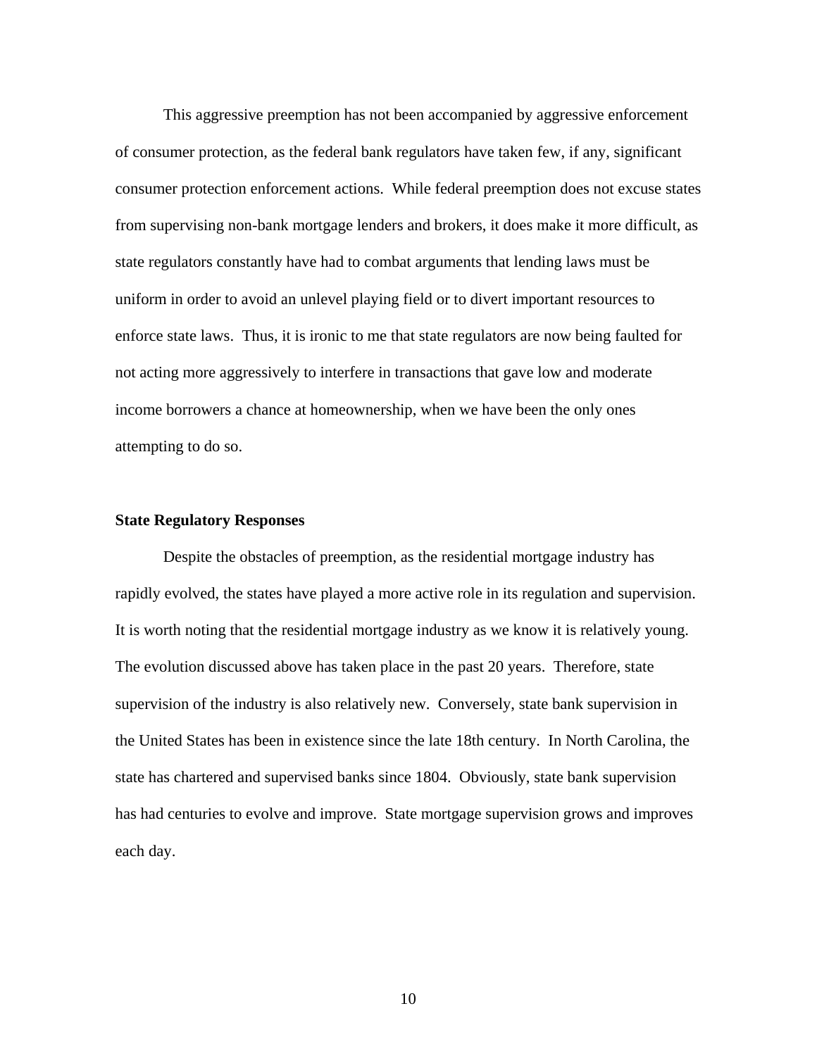This aggressive preemption has not been accompanied by aggressive enforcement of consumer protection, as the federal bank regulators have taken few, if any, significant consumer protection enforcement actions. While federal preemption does not excuse states from supervising non-bank mortgage lenders and brokers, it does make it more difficult, as state regulators constantly have had to combat arguments that lending laws must be uniform in order to avoid an unlevel playing field or to divert important resources to enforce state laws. Thus, it is ironic to me that state regulators are now being faulted for not acting more aggressively to interfere in transactions that gave low and moderate income borrowers a chance at homeownership, when we have been the only ones attempting to do so.

**State Regulatory Responses**

Despite the obstacles of preemption, as the residential mortgage industry has rapidly evolved, the states have played a more active role in its regulation and supervision. It is worth noting that the residential mortgage industry as we know it is relatively young. The evolution discussed above has taken place in the past 20 years. Therefore, state supervision of the industry is also relatively new. Conversely, state bank supervision in the United States has been in existence since the late 18th century. In North Carolina, the state has chartered and supervised banks since 1804. Obviously, state bank supervision has had centuries to evolve and improve. State mortgage supervision grows and improves each day.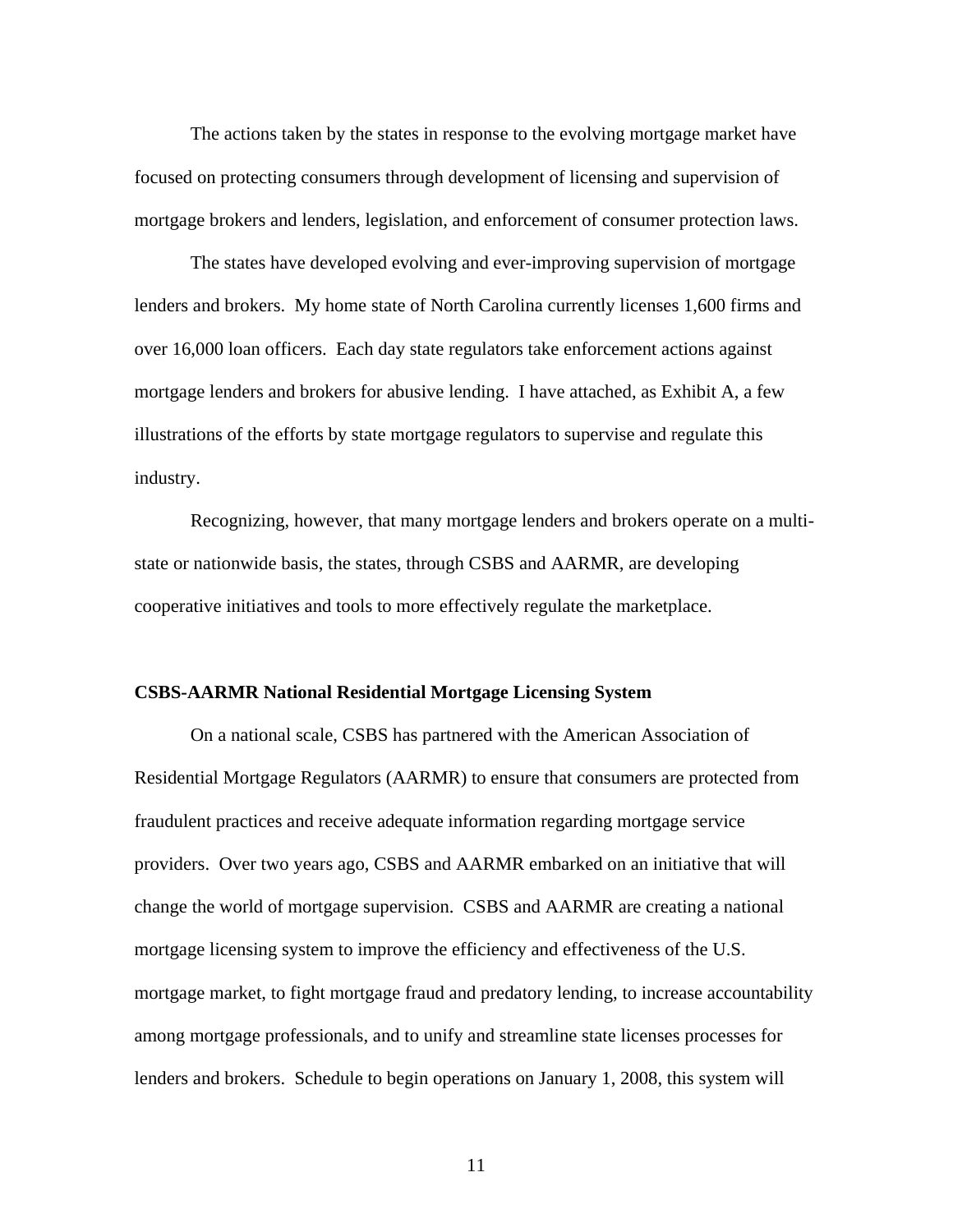The actions taken by the states in response to the evolving mortgage market have focused on protecting consumers through development of licensing and supervision of mortgage brokers and lenders, legislation, and enforcement of consumer protection laws.

The states have developed evolving and ever-improving supervision of mortgage lenders and brokers. My home state of North Carolina currently licenses 1,600 firms and over 16,000 loan officers. Each day state regulators take enforcement actions against mortgage lenders and brokers for abusive lending. I have attached, as Exhibit A, a few illustrations of the efforts by state mortgage regulators to supervise and regulate this industry.

Recognizing, however, that many mortgage lenders and brokers operate on a multi-state or nationwide basis, the states, through CSBS and AARMR, are developing cooperative initiatives and tools to more effectively regulate the marketplace.

**CSBS-AARMR National Residential Mortgage Licensing System**

On a national scale, CSBS has partnered with the American Association of Residential Mortgage Regulators (AARMR) to ensure that consumers are protected from fraudulent practices and receive adequate information regarding mortgage service providers. Over two years ago, CSBS and AARMR embarked on an initiative that will change the world of mortgage supervision. CSBS and AARMR are creating a national mortgage licensing system to improve the efficiency and effectiveness of the U.S. mortgage market, to fight mortgage fraud and predatory lending, to increase accountability among mortgage professionals, and to unify and streamline state licenses processes for lenders and brokers. Schedule to begin operations on January 1, 2008, this system will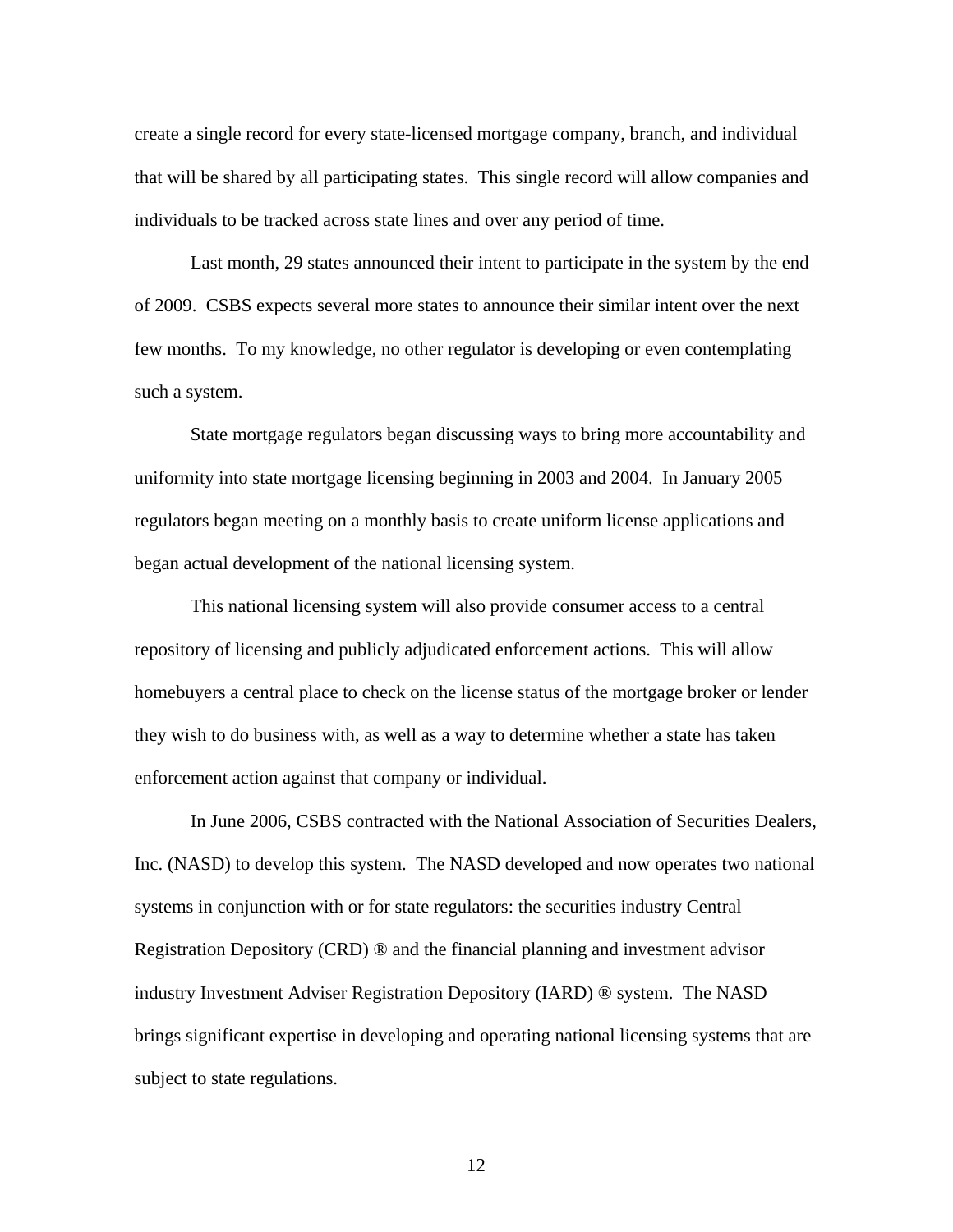create a single record for every state-licensed mortgage company, branch, and individual that will be shared by all participating states. This single record will allow companies and individuals to be tracked across state lines and over any period of time.

Last month, 29 states announced their intent to participate in the system by the end of 2009. CSBS expects several more states to announce their similar intent over the next few months. To my knowledge, no other regulator is developing or even contemplating such a system.

State mortgage regulators began discussing ways to bring more accountability and uniformity into state mortgage licensing beginning in 2003 and 2004. In January 2005 regulators began meeting on a monthly basis to create uniform license applications and began actual development of the national licensing system.

This national licensing system will also provide consumer access to a central repository of licensing and publicly adjudicated enforcement actions. This will allow homebuyers a central place to check on the license status of the mortgage broker or lender they wish to do business with, as well as a way to determine whether a state has taken enforcement action against that company or individual.

In June 2006, CSBS contracted with the National Association of Securities Dealers, Inc. (NASD) to develop this system. The NASD developed and now operates two national systems in conjunction with or for state regulators: the securities industry Central Registration Depository (CRD) ® and the financial planning and investment advisor industry Investment Adviser Registration Depository (IARD) ® system. The NASD brings significant expertise in developing and operating national licensing systems that are subject to state regulations.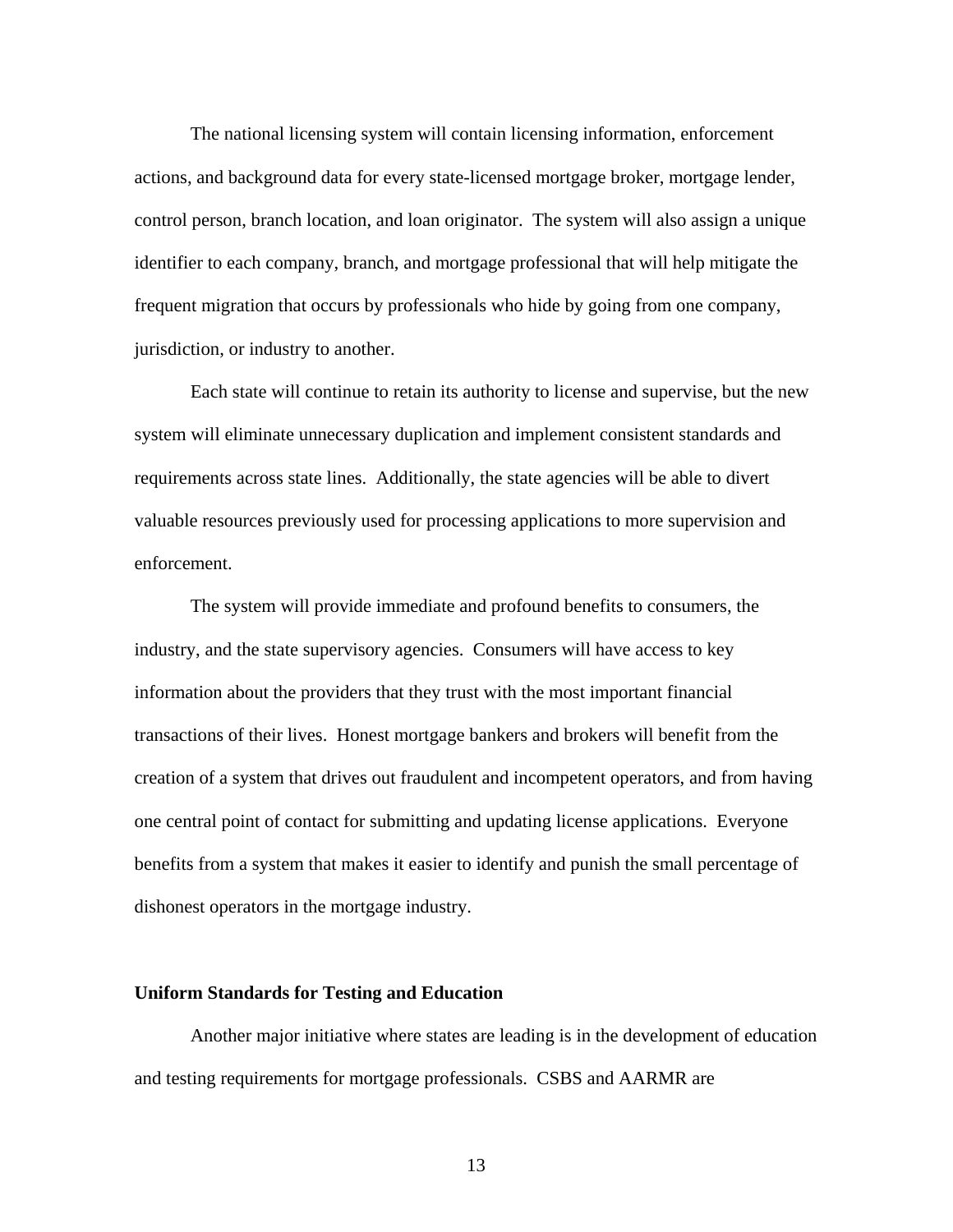The national licensing system will contain licensing information, enforcement actions, and background data for every state-licensed mortgage broker, mortgage lender, control person, branch location, and loan originator. The system will also assign a unique identifier to each company, branch, and mortgage professional that will help mitigate the frequent migration that occurs by professionals who hide by going from one company, jurisdiction, or industry to another.

Each state will continue to retain its authority to license and supervise, but the new system will eliminate unnecessary duplication and implement consistent standards and requirements across state lines. Additionally, the state agencies will be able to divert valuable resources previously used for processing applications to more supervision and enforcement.

The system will provide immediate and profound benefits to consumers, the industry, and the state supervisory agencies. Consumers will have access to key information about the providers that they trust with the most important financial transactions of their lives. Honest mortgage bankers and brokers will benefit from the creation of a system that drives out fraudulent and incompetent operators, and from having one central point of contact for submitting and updating license applications. Everyone benefits from a system that makes it easier to identify and punish the small percentage of dishonest operators in the mortgage industry.

**Uniform Standards for Testing and Education**

Another major initiative where states are leading is in the development of education and testing requirements for mortgage professionals. CSBS and AARMR are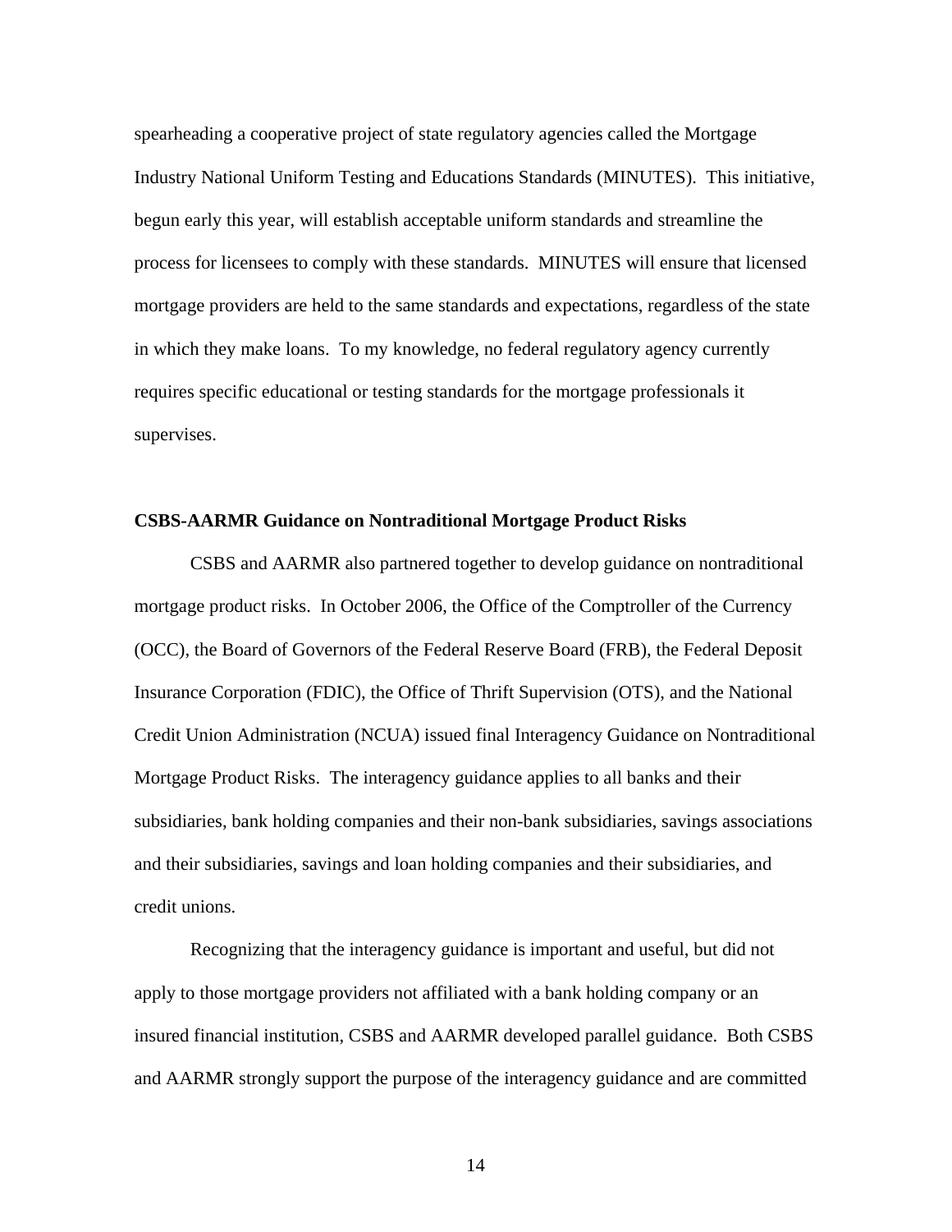spearheading a cooperative project of state regulatory agencies called the Mortgage Industry National Uniform Testing and Educations Standards (MINUTES). This initiative, begun early this year, will establish acceptable uniform standards and streamline the process for licensees to comply with these standards. MINUTES will ensure that licensed mortgage providers are held to the same standards and expectations, regardless of the state in which they make loans. To my knowledge, no federal regulatory agency currently requires specific educational or testing standards for the mortgage professionals it supervises.

**CSBS-AARMR Guidance on Nontraditional Mortgage Product Risks**

CSBS and AARMR also partnered together to develop guidance on nontraditional mortgage product risks. In October 2006, the Office of the Comptroller of the Currency (OCC), the Board of Governors of the Federal Reserve Board (FRB), the Federal Deposit Insurance Corporation (FDIC), the Office of Thrift Supervision (OTS), and the National Credit Union Administration (NCUA) issued final Interagency Guidance on Nontraditional Mortgage Product Risks. The interagency guidance applies to all banks and their subsidiaries, bank holding companies and their non-bank subsidiaries, savings associations and their subsidiaries, savings and loan holding companies and their subsidiaries, and credit unions.

Recognizing that the interagency guidance is important and useful, but did not apply to those mortgage providers not affiliated with a bank holding company or an insured financial institution, CSBS and AARMR developed parallel guidance. Both CSBS and AARMR strongly support the purpose of the interagency guidance and are committed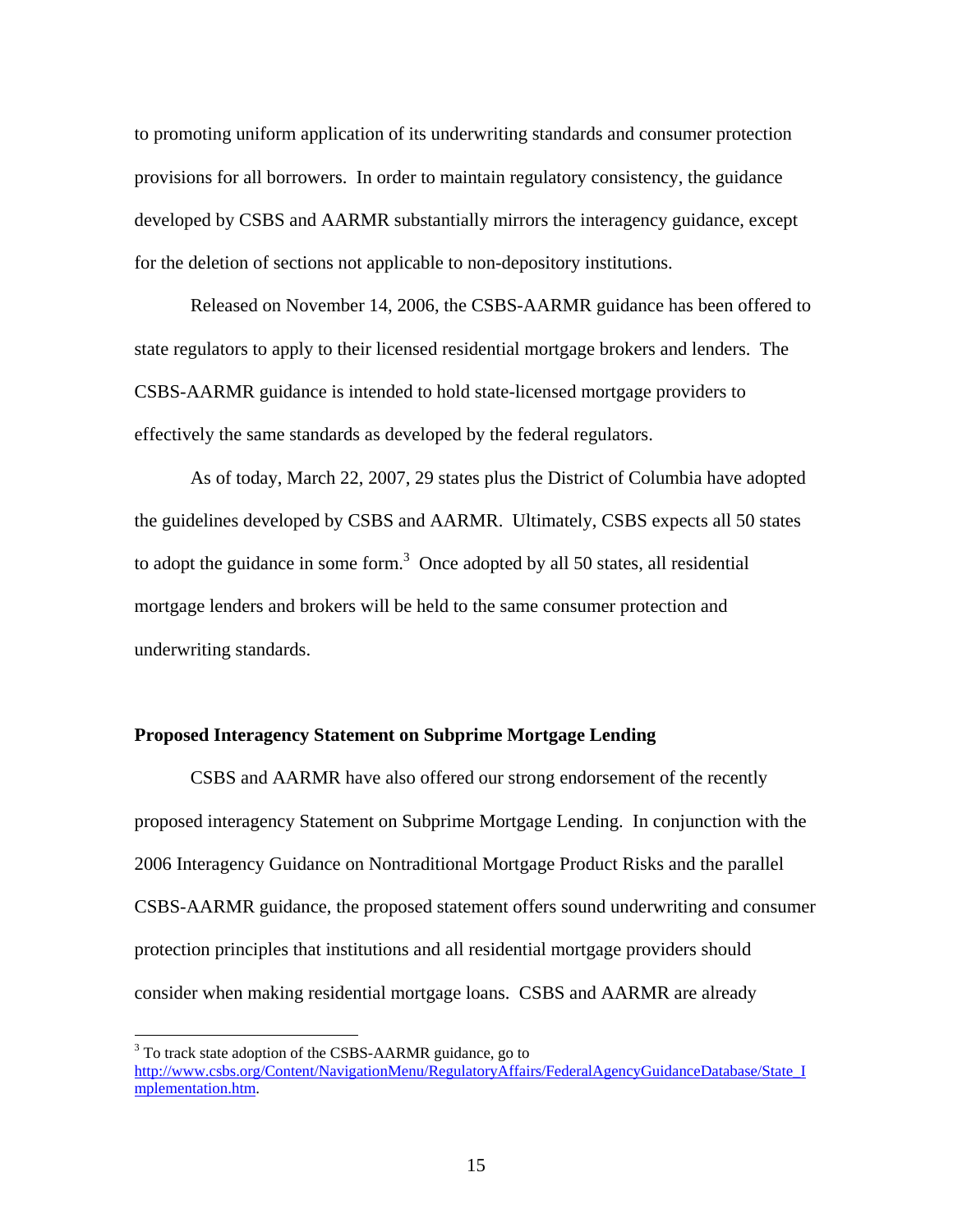to promoting uniform application of its underwriting standards and consumer protection provisions for all borrowers. In order to maintain regulatory consistency, the guidance developed by CSBS and AARMR substantially mirrors the interagency guidance, except for the deletion of sections not applicable to non-depository institutions.

Released on November 14, 2006, the CSBS-AARMR guidance has been offered to state regulators to apply to their licensed residential mortgage brokers and lenders. The CSBS-AARMR guidance is intended to hold state-licensed mortgage providers to effectively the same standards as developed by the federal regulators.

As of today, March 22, 2007, 29 states plus the District of Columbia have adopted the guidelines developed by CSBS and AARMR. Ultimately, CSBS expects all 50 states to adopt the guidance in some form.[3] Once adopted by all 50 states, all residential mortgage lenders and brokers will be held to the same consumer protection and underwriting standards.

**Proposed Interagency Statement on Subprime Mortgage Lending**

CSBS and AARMR have also offered our strong endorsement of the recently proposed interagency Statement on Subprime Mortgage Lending. In conjunction with the 2006 Interagency Guidance on Nontraditional Mortgage Product Risks and the parallel CSBS-AARMR guidance, the proposed statement offers sound underwriting and consumer protection principles that institutions and all residential mortgage providers should consider when making residential mortgage loans. CSBS and AARMR are already

---

[3] To track state adoption of the CSBS-AARMR guidance, go to http://www.csbs.org/Content/NavigationMenu/RegulatoryAffairs/FederalAgencyGuidanceDatabase/State_Implementation.htm.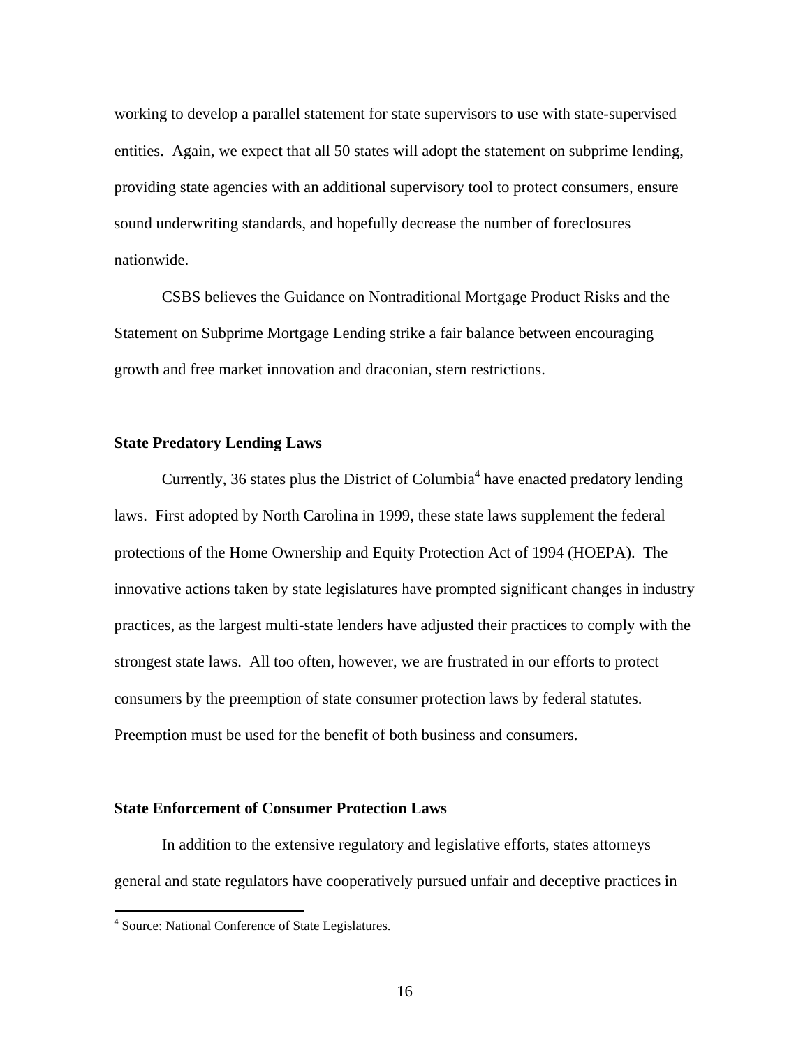working to develop a parallel statement for state supervisors to use with state-supervised entities. Again, we expect that all 50 states will adopt the statement on subprime lending, providing state agencies with an additional supervisory tool to protect consumers, ensure sound underwriting standards, and hopefully decrease the number of foreclosures nationwide.

CSBS believes the Guidance on Nontraditional Mortgage Product Risks and the Statement on Subprime Mortgage Lending strike a fair balance between encouraging growth and free market innovation and draconian, stern restrictions.

**State Predatory Lending Laws**

Currently, 36 states plus the District of Columbia[4] have enacted predatory lending laws. First adopted by North Carolina in 1999, these state laws supplement the federal protections of the Home Ownership and Equity Protection Act of 1994 (HOEPA). The innovative actions taken by state legislatures have prompted significant changes in industry practices, as the largest multi-state lenders have adjusted their practices to comply with the strongest state laws. All too often, however, we are frustrated in our efforts to protect consumers by the preemption of state consumer protection laws by federal statutes. Preemption must be used for the benefit of both business and consumers.

**State Enforcement of Consumer Protection Laws**

In addition to the extensive regulatory and legislative efforts, states attorneys general and state regulators have cooperatively pursued unfair and deceptive practices in

[4] Source: National Conference of State Legislatures.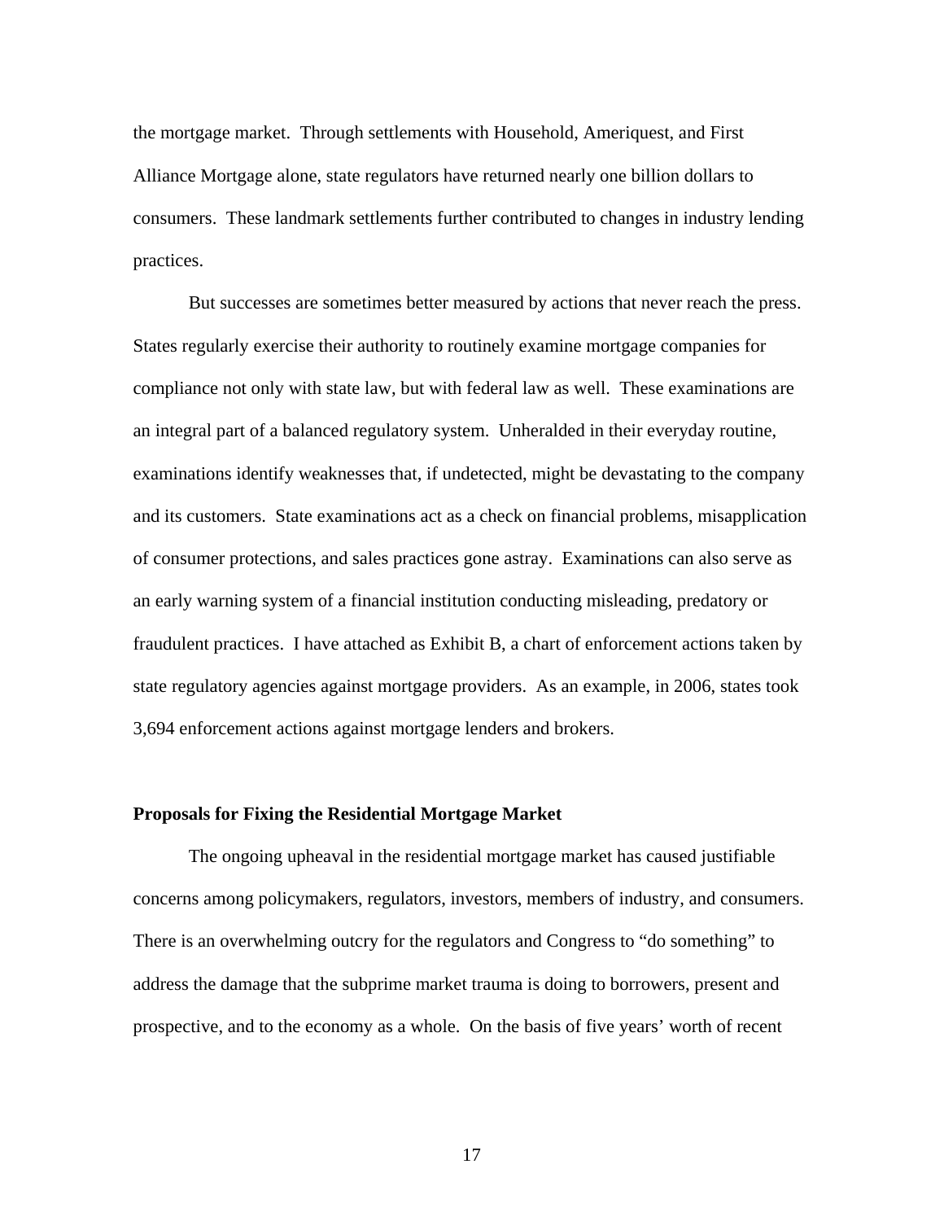the mortgage market. Through settlements with Household, Ameriquest, and First Alliance Mortgage alone, state regulators have returned nearly one billion dollars to consumers. These landmark settlements further contributed to changes in industry lending practices.

But successes are sometimes better measured by actions that never reach the press. States regularly exercise their authority to routinely examine mortgage companies for compliance not only with state law, but with federal law as well. These examinations are an integral part of a balanced regulatory system. Unheralded in their everyday routine, examinations identify weaknesses that, if undetected, might be devastating to the company and its customers. State examinations act as a check on financial problems, misapplication of consumer protections, and sales practices gone astray. Examinations can also serve as an early warning system of a financial institution conducting misleading, predatory or fraudulent practices. I have attached as Exhibit B, a chart of enforcement actions taken by state regulatory agencies against mortgage providers. As an example, in 2006, states took 3,694 enforcement actions against mortgage lenders and brokers.

**Proposals for Fixing the Residential Mortgage Market**

The ongoing upheaval in the residential mortgage market has caused justifiable concerns among policymakers, regulators, investors, members of industry, and consumers. There is an overwhelming outcry for the regulators and Congress to "do something" to address the damage that the subprime market trauma is doing to borrowers, present and prospective, and to the economy as a whole. On the basis of five years' worth of recent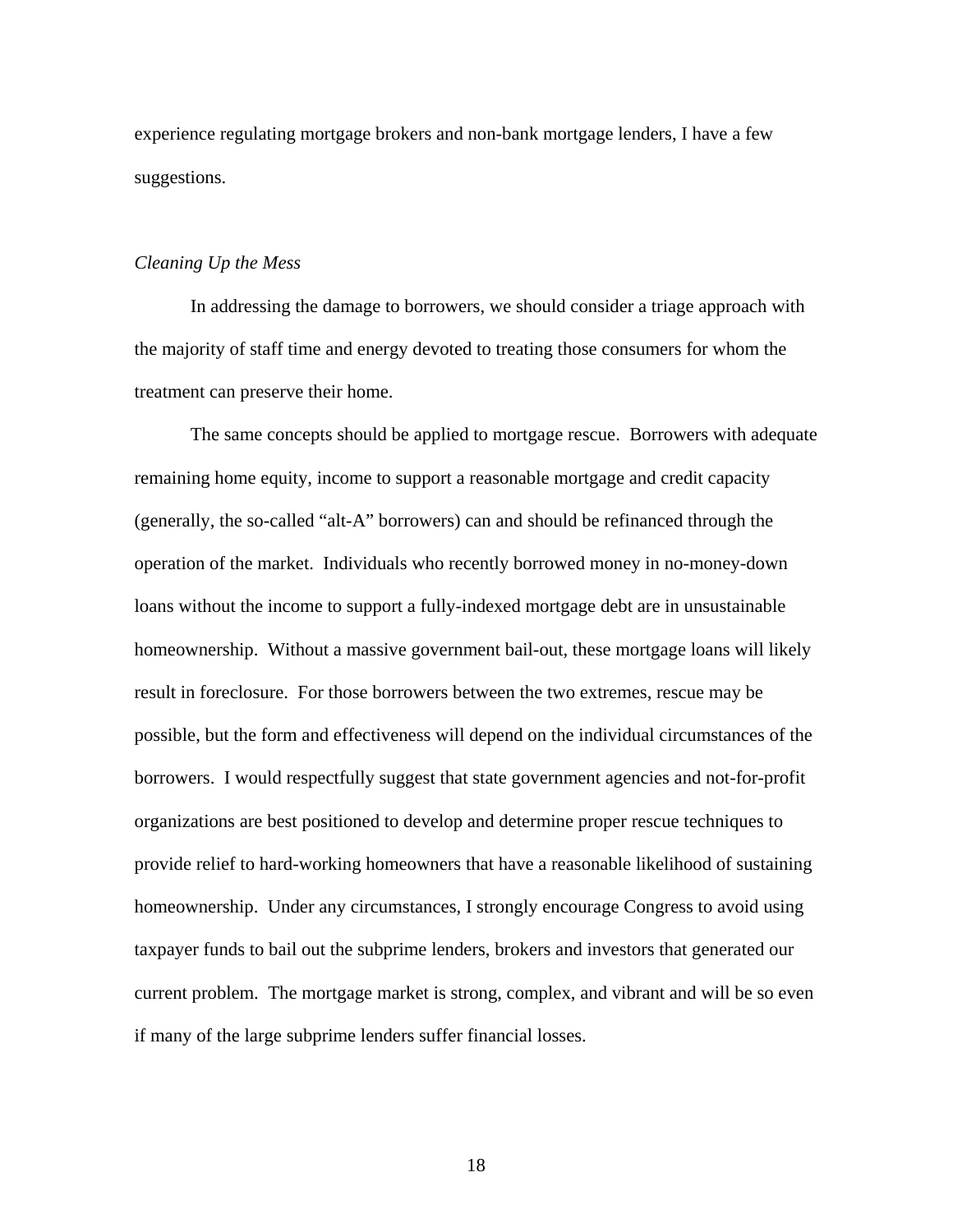experience regulating mortgage brokers and non-bank mortgage lenders, I have a few suggestions.

*Cleaning Up the Mess*

In addressing the damage to borrowers, we should consider a triage approach with the majority of staff time and energy devoted to treating those consumers for whom the treatment can preserve their home.

The same concepts should be applied to mortgage rescue. Borrowers with adequate remaining home equity, income to support a reasonable mortgage and credit capacity (generally, the so-called "alt-A" borrowers) can and should be refinanced through the operation of the market. Individuals who recently borrowed money in no-money-down loans without the income to support a fully-indexed mortgage debt are in unsustainable homeownership. Without a massive government bail-out, these mortgage loans will likely result in foreclosure. For those borrowers between the two extremes, rescue may be possible, but the form and effectiveness will depend on the individual circumstances of the borrowers. I would respectfully suggest that state government agencies and not-for-profit organizations are best positioned to develop and determine proper rescue techniques to provide relief to hard-working homeowners that have a reasonable likelihood of sustaining homeownership. Under any circumstances, I strongly encourage Congress to avoid using taxpayer funds to bail out the subprime lenders, brokers and investors that generated our current problem. The mortgage market is strong, complex, and vibrant and will be so even if many of the large subprime lenders suffer financial losses.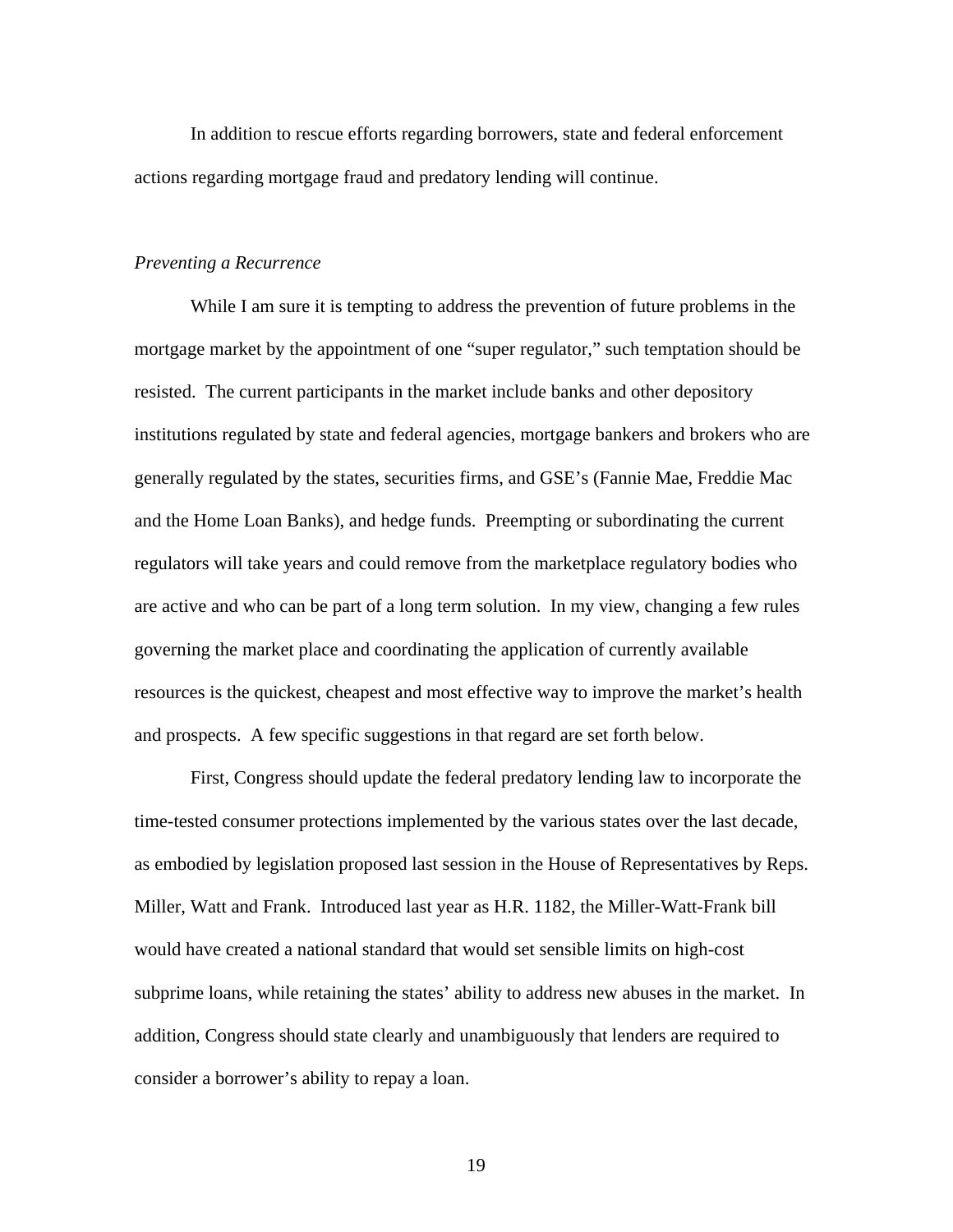In addition to rescue efforts regarding borrowers, state and federal enforcement actions regarding mortgage fraud and predatory lending will continue.

*Preventing a Recurrence*

While I am sure it is tempting to address the prevention of future problems in the mortgage market by the appointment of one "super regulator," such temptation should be resisted. The current participants in the market include banks and other depository institutions regulated by state and federal agencies, mortgage bankers and brokers who are generally regulated by the states, securities firms, and GSE's (Fannie Mae, Freddie Mac and the Home Loan Banks), and hedge funds. Preempting or subordinating the current regulators will take years and could remove from the marketplace regulatory bodies who are active and who can be part of a long term solution. In my view, changing a few rules governing the market place and coordinating the application of currently available resources is the quickest, cheapest and most effective way to improve the market's health and prospects. A few specific suggestions in that regard are set forth below.

First, Congress should update the federal predatory lending law to incorporate the time-tested consumer protections implemented by the various states over the last decade, as embodied by legislation proposed last session in the House of Representatives by Reps. Miller, Watt and Frank. Introduced last year as H.R. 1182, the Miller-Watt-Frank bill would have created a national standard that would set sensible limits on high-cost subprime loans, while retaining the states' ability to address new abuses in the market. In addition, Congress should state clearly and unambiguously that lenders are required to consider a borrower's ability to repay a loan.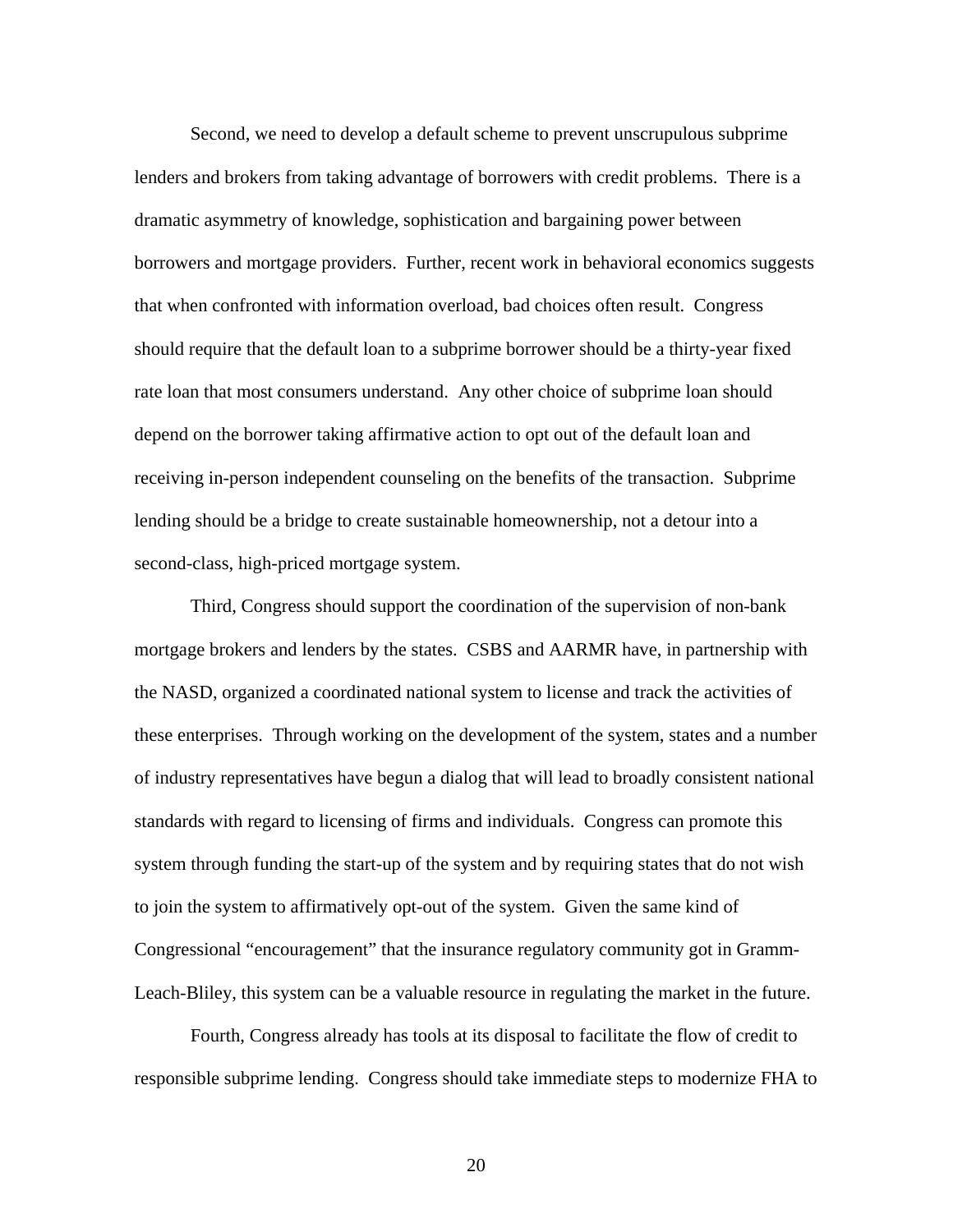Second, we need to develop a default scheme to prevent unscrupulous subprime lenders and brokers from taking advantage of borrowers with credit problems. There is a dramatic asymmetry of knowledge, sophistication and bargaining power between borrowers and mortgage providers. Further, recent work in behavioral economics suggests that when confronted with information overload, bad choices often result. Congress should require that the default loan to a subprime borrower should be a thirty-year fixed rate loan that most consumers understand. Any other choice of subprime loan should depend on the borrower taking affirmative action to opt out of the default loan and receiving in-person independent counseling on the benefits of the transaction. Subprime lending should be a bridge to create sustainable homeownership, not a detour into a second-class, high-priced mortgage system.

Third, Congress should support the coordination of the supervision of non-bank mortgage brokers and lenders by the states. CSBS and AARMR have, in partnership with the NASD, organized a coordinated national system to license and track the activities of these enterprises. Through working on the development of the system, states and a number of industry representatives have begun a dialog that will lead to broadly consistent national standards with regard to licensing of firms and individuals. Congress can promote this system through funding the start-up of the system and by requiring states that do not wish to join the system to affirmatively opt-out of the system. Given the same kind of Congressional "encouragement" that the insurance regulatory community got in Gramm-Leach-Bliley, this system can be a valuable resource in regulating the market in the future.

Fourth, Congress already has tools at its disposal to facilitate the flow of credit to responsible subprime lending. Congress should take immediate steps to modernize FHA to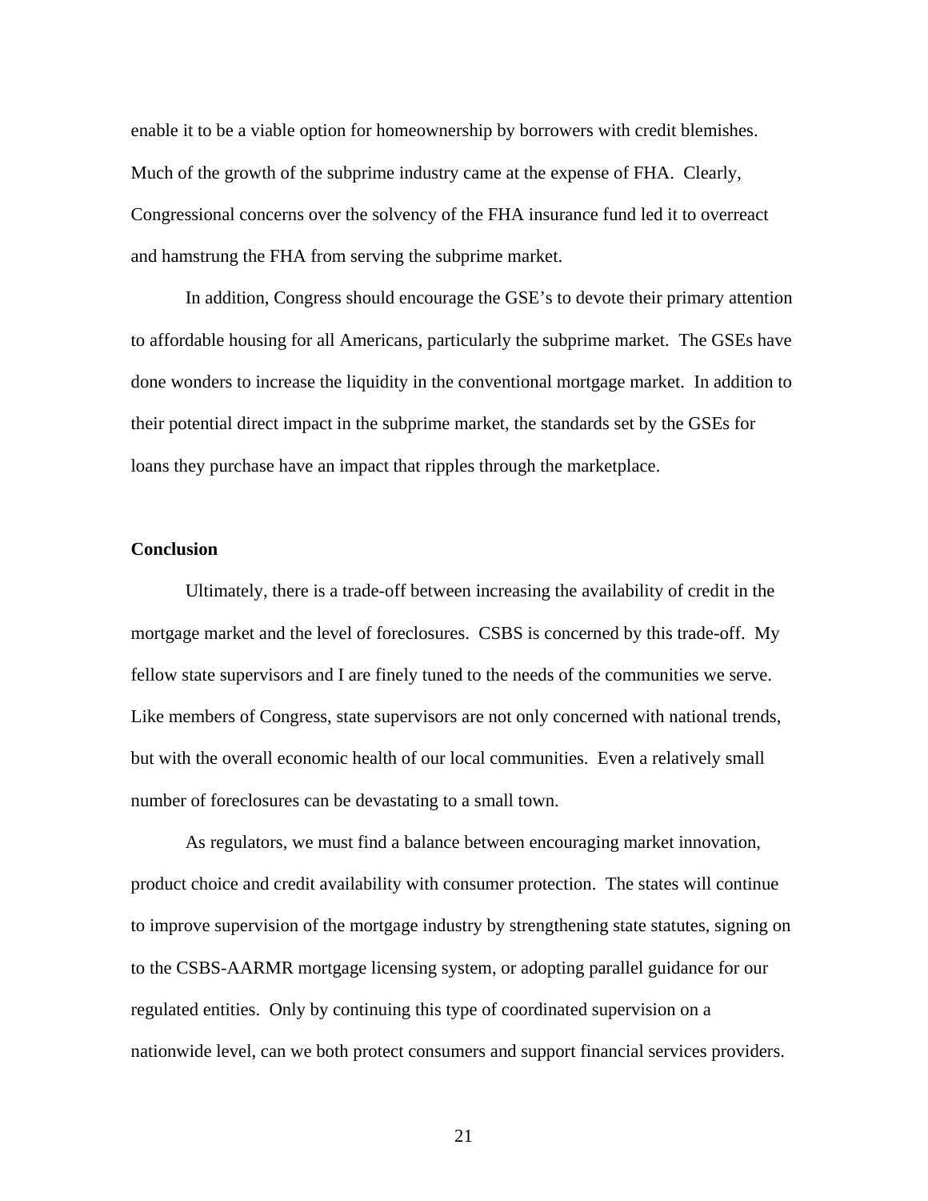enable it to be a viable option for homeownership by borrowers with credit blemishes. Much of the growth of the subprime industry came at the expense of FHA. Clearly, Congressional concerns over the solvency of the FHA insurance fund led it to overreact and hamstrung the FHA from serving the subprime market.

In addition, Congress should encourage the GSE's to devote their primary attention to affordable housing for all Americans, particularly the subprime market. The GSEs have done wonders to increase the liquidity in the conventional mortgage market. In addition to their potential direct impact in the subprime market, the standards set by the GSEs for loans they purchase have an impact that ripples through the marketplace.

**Conclusion**

Ultimately, there is a trade-off between increasing the availability of credit in the mortgage market and the level of foreclosures. CSBS is concerned by this trade-off. My fellow state supervisors and I are finely tuned to the needs of the communities we serve. Like members of Congress, state supervisors are not only concerned with national trends, but with the overall economic health of our local communities. Even a relatively small number of foreclosures can be devastating to a small town.

As regulators, we must find a balance between encouraging market innovation, product choice and credit availability with consumer protection. The states will continue to improve supervision of the mortgage industry by strengthening state statutes, signing on to the CSBS-AARMR mortgage licensing system, or adopting parallel guidance for our regulated entities. Only by continuing this type of coordinated supervision on a nationwide level, can we both protect consumers and support financial services providers.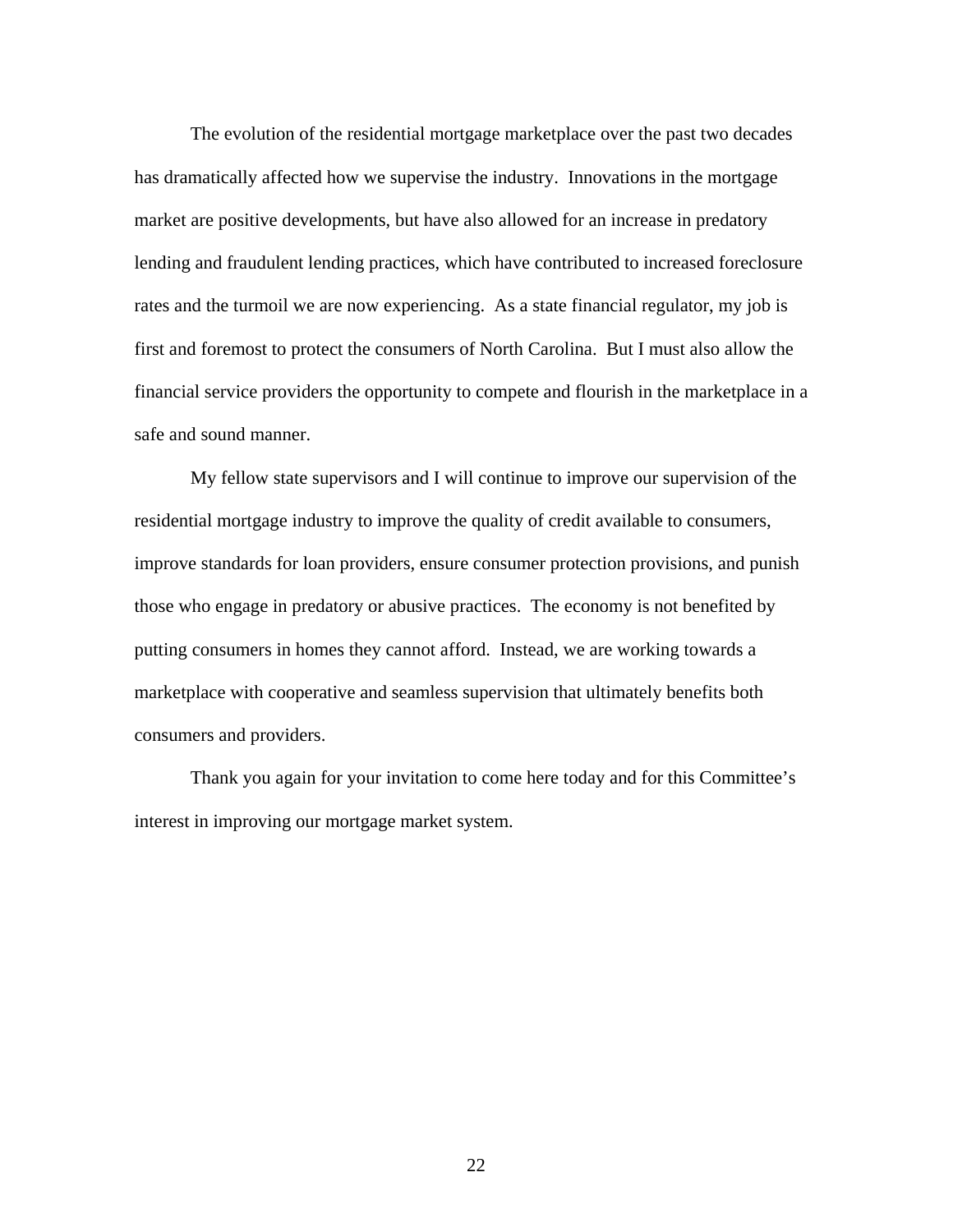The evolution of the residential mortgage marketplace over the past two decades has dramatically affected how we supervise the industry. Innovations in the mortgage market are positive developments, but have also allowed for an increase in predatory lending and fraudulent lending practices, which have contributed to increased foreclosure rates and the turmoil we are now experiencing. As a state financial regulator, my job is first and foremost to protect the consumers of North Carolina. But I must also allow the financial service providers the opportunity to compete and flourish in the marketplace in a safe and sound manner.

My fellow state supervisors and I will continue to improve our supervision of the residential mortgage industry to improve the quality of credit available to consumers, improve standards for loan providers, ensure consumer protection provisions, and punish those who engage in predatory or abusive practices. The economy is not benefited by putting consumers in homes they cannot afford. Instead, we are working towards a marketplace with cooperative and seamless supervision that ultimately benefits both consumers and providers.

Thank you again for your invitation to come here today and for this Committee's interest in improving our mortgage market system.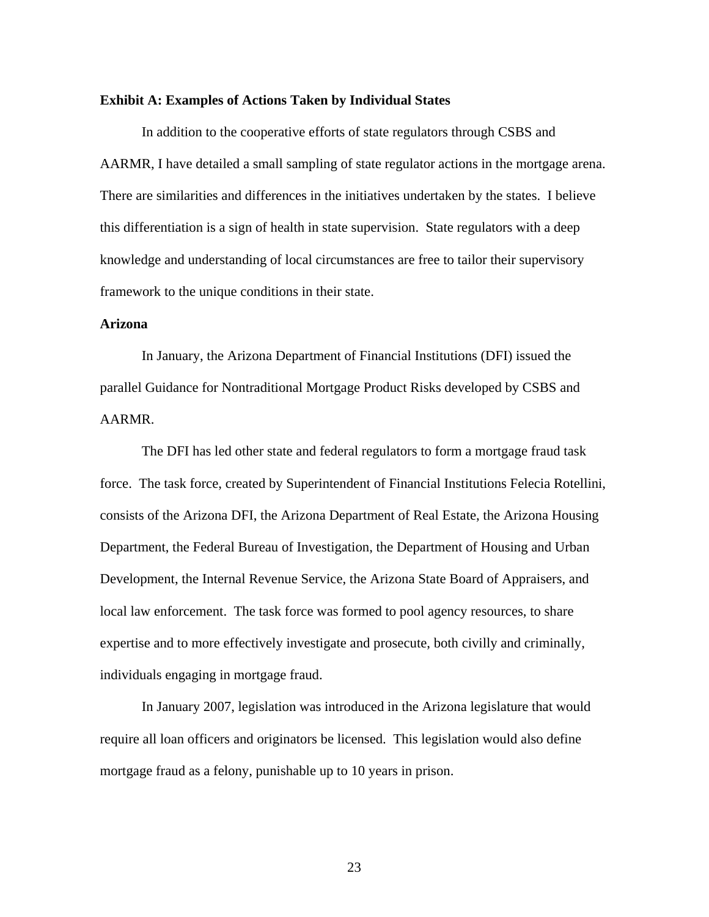**Exhibit A: Examples of Actions Taken by Individual States**

In addition to the cooperative efforts of state regulators through CSBS and AARMR, I have detailed a small sampling of state regulator actions in the mortgage arena. There are similarities and differences in the initiatives undertaken by the states. I believe this differentiation is a sign of health in state supervision. State regulators with a deep knowledge and understanding of local circumstances are free to tailor their supervisory framework to the unique conditions in their state.

**Arizona**

In January, the Arizona Department of Financial Institutions (DFI) issued the parallel Guidance for Nontraditional Mortgage Product Risks developed by CSBS and AARMR.

The DFI has led other state and federal regulators to form a mortgage fraud task force. The task force, created by Superintendent of Financial Institutions Felecia Rotellini, consists of the Arizona DFI, the Arizona Department of Real Estate, the Arizona Housing Department, the Federal Bureau of Investigation, the Department of Housing and Urban Development, the Internal Revenue Service, the Arizona State Board of Appraisers, and local law enforcement. The task force was formed to pool agency resources, to share expertise and to more effectively investigate and prosecute, both civilly and criminally, individuals engaging in mortgage fraud.

In January 2007, legislation was introduced in the Arizona legislature that would require all loan officers and originators be licensed. This legislation would also define mortgage fraud as a felony, punishable up to 10 years in prison.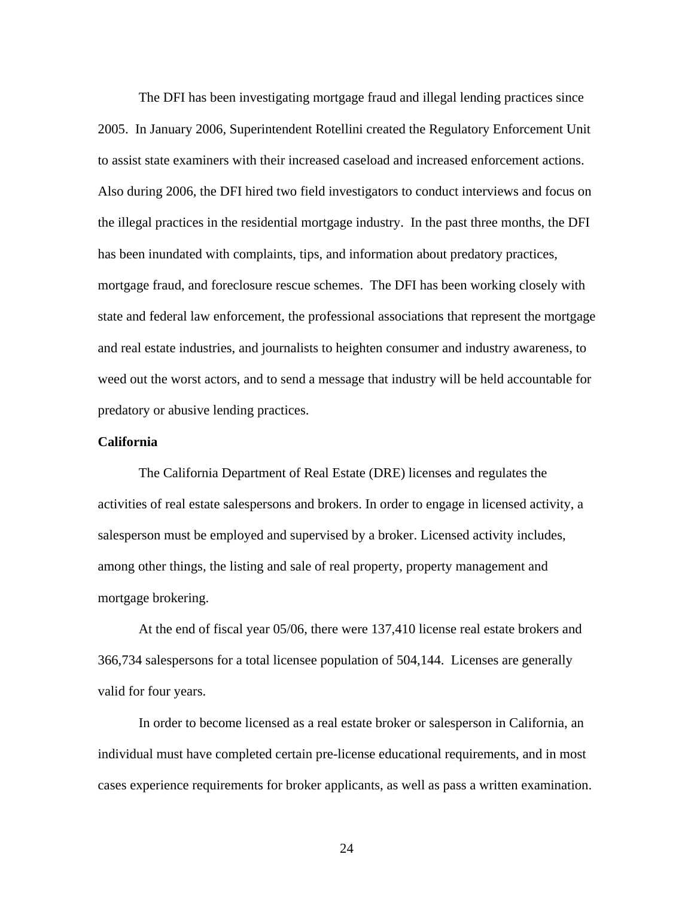The DFI has been investigating mortgage fraud and illegal lending practices since 2005. In January 2006, Superintendent Rotellini created the Regulatory Enforcement Unit to assist state examiners with their increased caseload and increased enforcement actions. Also during 2006, the DFI hired two field investigators to conduct interviews and focus on the illegal practices in the residential mortgage industry. In the past three months, the DFI has been inundated with complaints, tips, and information about predatory practices, mortgage fraud, and foreclosure rescue schemes. The DFI has been working closely with state and federal law enforcement, the professional associations that represent the mortgage and real estate industries, and journalists to heighten consumer and industry awareness, to weed out the worst actors, and to send a message that industry will be held accountable for predatory or abusive lending practices.

**California**

The California Department of Real Estate (DRE) licenses and regulates the activities of real estate salespersons and brokers. In order to engage in licensed activity, a salesperson must be employed and supervised by a broker. Licensed activity includes, among other things, the listing and sale of real property, property management and mortgage brokering.

At the end of fiscal year 05/06, there were 137,410 license real estate brokers and 366,734 salespersons for a total licensee population of 504,144. Licenses are generally valid for four years.

In order to become licensed as a real estate broker or salesperson in California, an individual must have completed certain pre-license educational requirements, and in most cases experience requirements for broker applicants, as well as pass a written examination.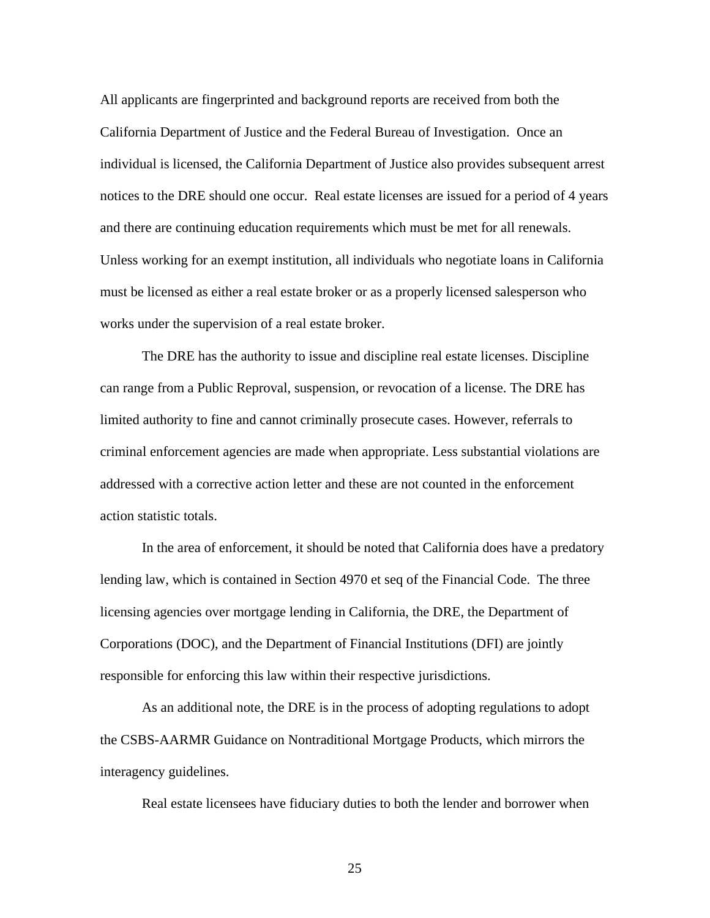All applicants are fingerprinted and background reports are received from both the California Department of Justice and the Federal Bureau of Investigation. Once an individual is licensed, the California Department of Justice also provides subsequent arrest notices to the DRE should one occur. Real estate licenses are issued for a period of 4 years and there are continuing education requirements which must be met for all renewals. Unless working for an exempt institution, all individuals who negotiate loans in California must be licensed as either a real estate broker or as a properly licensed salesperson who works under the supervision of a real estate broker.

The DRE has the authority to issue and discipline real estate licenses. Discipline can range from a Public Reproval, suspension, or revocation of a license. The DRE has limited authority to fine and cannot criminally prosecute cases. However, referrals to criminal enforcement agencies are made when appropriate. Less substantial violations are addressed with a corrective action letter and these are not counted in the enforcement action statistic totals.

In the area of enforcement, it should be noted that California does have a predatory lending law, which is contained in Section 4970 et seq of the Financial Code. The three licensing agencies over mortgage lending in California, the DRE, the Department of Corporations (DOC), and the Department of Financial Institutions (DFI) are jointly responsible for enforcing this law within their respective jurisdictions.

As an additional note, the DRE is in the process of adopting regulations to adopt the CSBS-AARMR Guidance on Nontraditional Mortgage Products, which mirrors the interagency guidelines.

Real estate licensees have fiduciary duties to both the lender and borrower when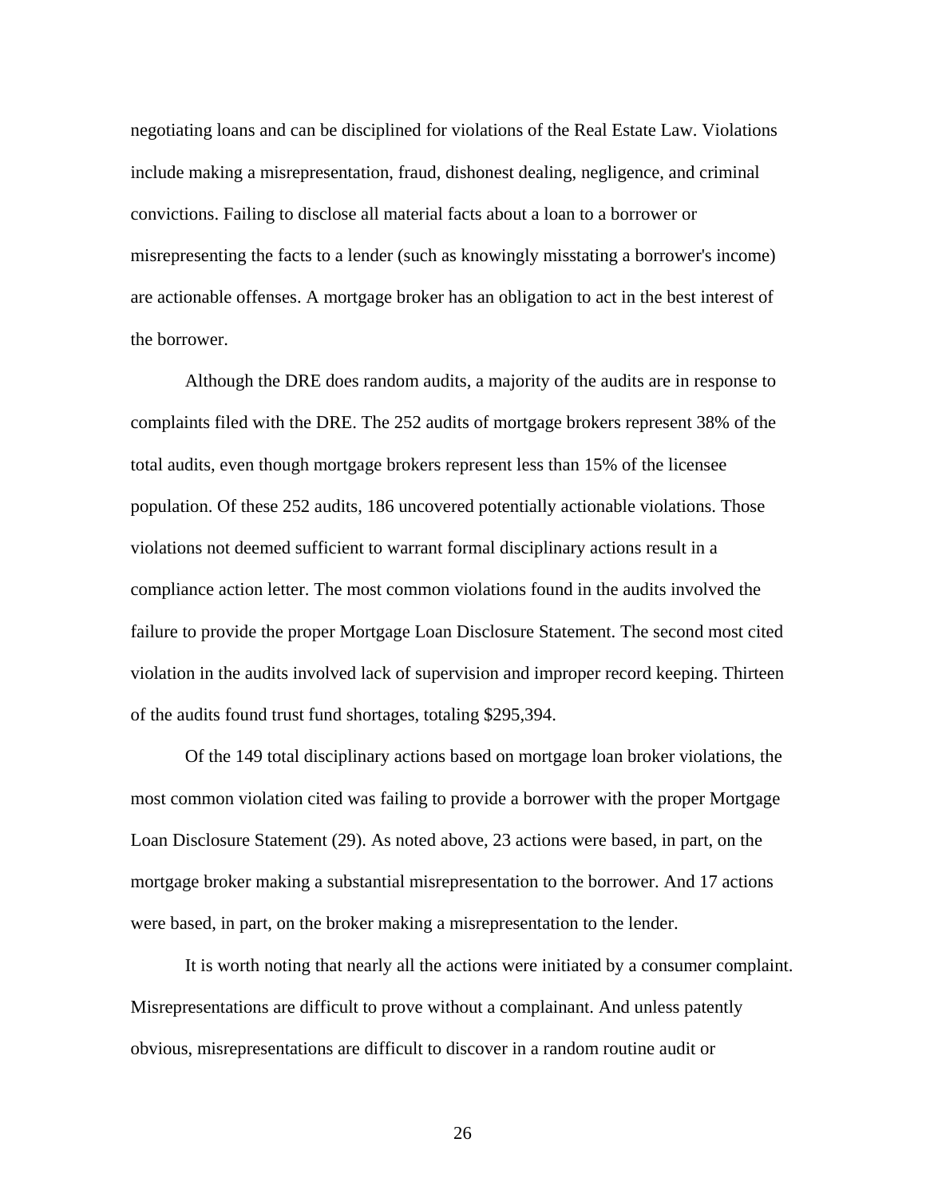negotiating loans and can be disciplined for violations of the Real Estate Law. Violations include making a misrepresentation, fraud, dishonest dealing, negligence, and criminal convictions. Failing to disclose all material facts about a loan to a borrower or misrepresenting the facts to a lender (such as knowingly misstating a borrower's income) are actionable offenses. A mortgage broker has an obligation to act in the best interest of the borrower.

Although the DRE does random audits, a majority of the audits are in response to complaints filed with the DRE. The 252 audits of mortgage brokers represent 38% of the total audits, even though mortgage brokers represent less than 15% of the licensee population. Of these 252 audits, 186 uncovered potentially actionable violations. Those violations not deemed sufficient to warrant formal disciplinary actions result in a compliance action letter. The most common violations found in the audits involved the failure to provide the proper Mortgage Loan Disclosure Statement. The second most cited violation in the audits involved lack of supervision and improper record keeping. Thirteen of the audits found trust fund shortages, totaling $295,394.

Of the 149 total disciplinary actions based on mortgage loan broker violations, the most common violation cited was failing to provide a borrower with the proper Mortgage Loan Disclosure Statement (29). As noted above, 23 actions were based, in part, on the mortgage broker making a substantial misrepresentation to the borrower. And 17 actions were based, in part, on the broker making a misrepresentation to the lender.

It is worth noting that nearly all the actions were initiated by a consumer complaint. Misrepresentations are difficult to prove without a complainant. And unless patently obvious, misrepresentations are difficult to discover in a random routine audit or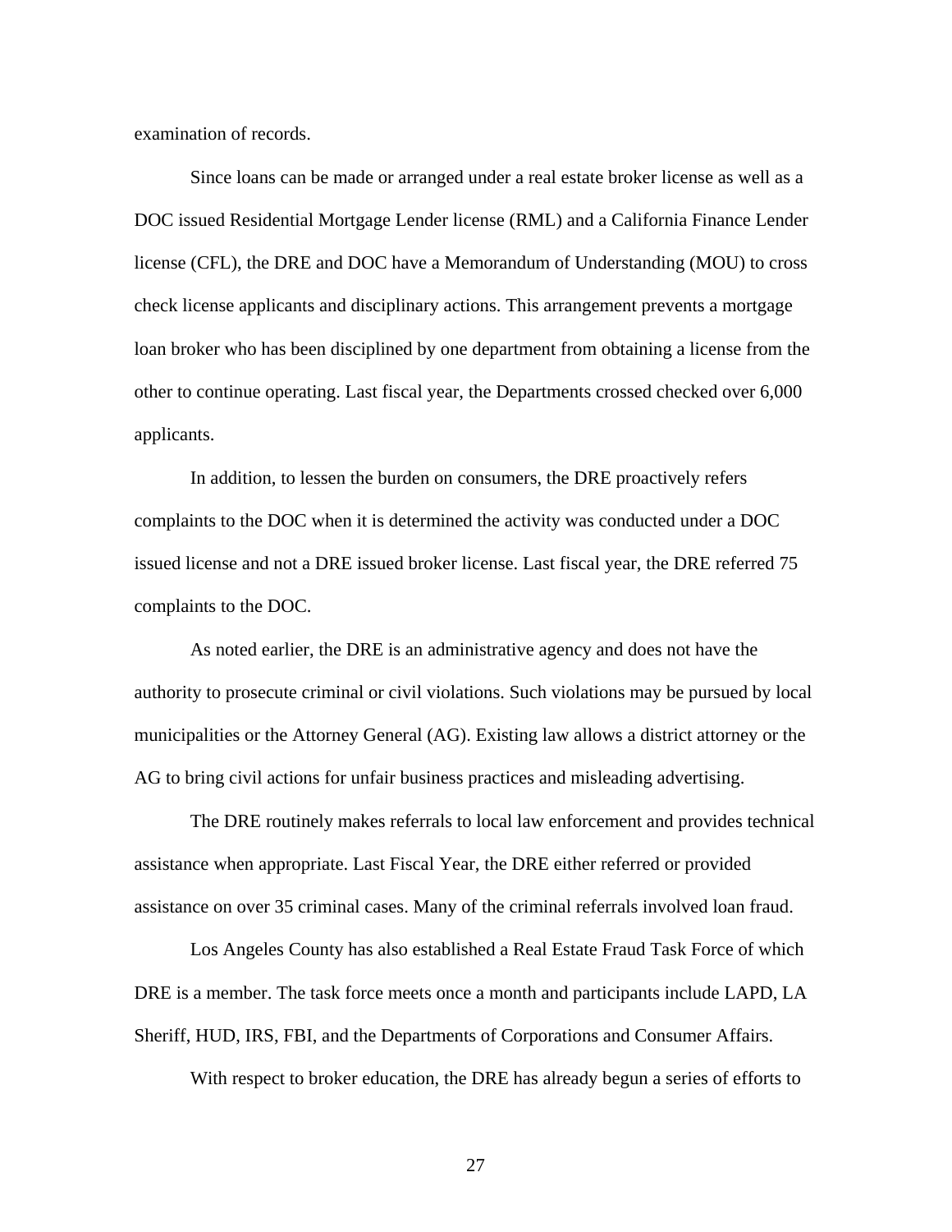examination of records.

Since loans can be made or arranged under a real estate broker license as well as a DOC issued Residential Mortgage Lender license (RML) and a California Finance Lender license (CFL), the DRE and DOC have a Memorandum of Understanding (MOU) to cross check license applicants and disciplinary actions. This arrangement prevents a mortgage loan broker who has been disciplined by one department from obtaining a license from the other to continue operating. Last fiscal year, the Departments crossed checked over 6,000 applicants.

In addition, to lessen the burden on consumers, the DRE proactively refers complaints to the DOC when it is determined the activity was conducted under a DOC issued license and not a DRE issued broker license. Last fiscal year, the DRE referred 75 complaints to the DOC.

As noted earlier, the DRE is an administrative agency and does not have the authority to prosecute criminal or civil violations. Such violations may be pursued by local municipalities or the Attorney General (AG). Existing law allows a district attorney or the AG to bring civil actions for unfair business practices and misleading advertising.

The DRE routinely makes referrals to local law enforcement and provides technical assistance when appropriate. Last Fiscal Year, the DRE either referred or provided assistance on over 35 criminal cases. Many of the criminal referrals involved loan fraud.

Los Angeles County has also established a Real Estate Fraud Task Force of which DRE is a member. The task force meets once a month and participants include LAPD, LA Sheriff, HUD, IRS, FBI, and the Departments of Corporations and Consumer Affairs.

With respect to broker education, the DRE has already begun a series of efforts to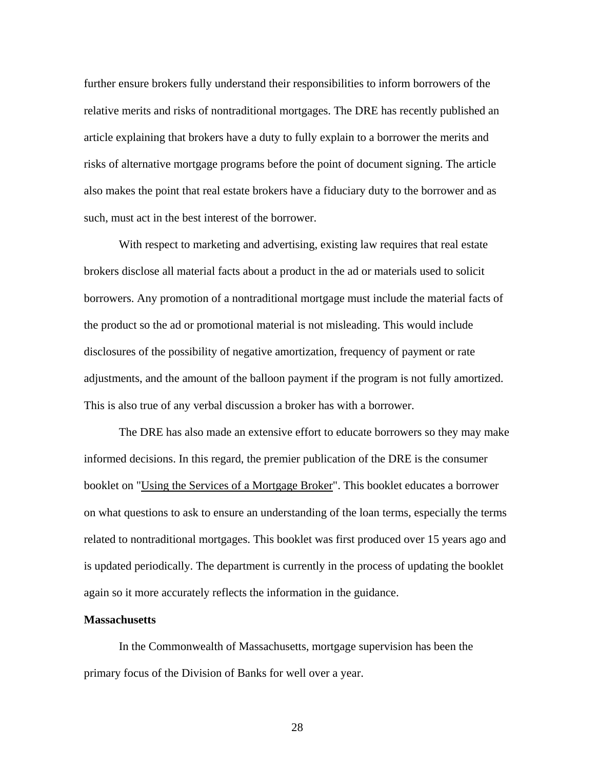further ensure brokers fully understand their responsibilities to inform borrowers of the relative merits and risks of nontraditional mortgages. The DRE has recently published an article explaining that brokers have a duty to fully explain to a borrower the merits and risks of alternative mortgage programs before the point of document signing. The article also makes the point that real estate brokers have a fiduciary duty to the borrower and as such, must act in the best interest of the borrower.

With respect to marketing and advertising, existing law requires that real estate brokers disclose all material facts about a product in the ad or materials used to solicit borrowers. Any promotion of a nontraditional mortgage must include the material facts of the product so the ad or promotional material is not misleading. This would include disclosures of the possibility of negative amortization, frequency of payment or rate adjustments, and the amount of the balloon payment if the program is not fully amortized. This is also true of any verbal discussion a broker has with a borrower.

The DRE has also made an extensive effort to educate borrowers so they may make informed decisions. In this regard, the premier publication of the DRE is the consumer booklet on "Using the Services of a Mortgage Broker". This booklet educates a borrower on what questions to ask to ensure an understanding of the loan terms, especially the terms related to nontraditional mortgages. This booklet was first produced over 15 years ago and is updated periodically. The department is currently in the process of updating the booklet again so it more accurately reflects the information in the guidance.

**Massachusetts**

In the Commonwealth of Massachusetts, mortgage supervision has been the primary focus of the Division of Banks for well over a year.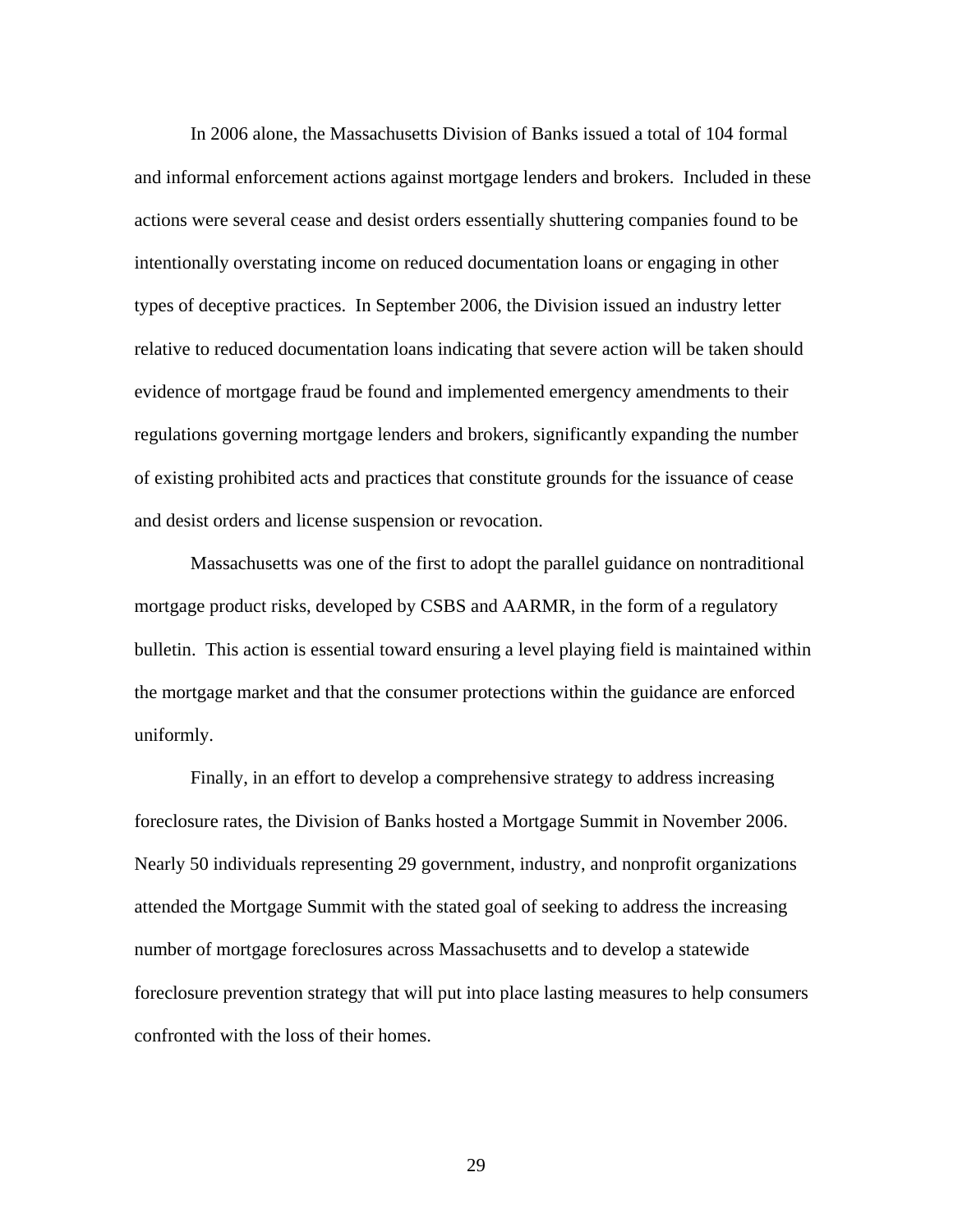In 2006 alone, the Massachusetts Division of Banks issued a total of 104 formal and informal enforcement actions against mortgage lenders and brokers. Included in these actions were several cease and desist orders essentially shuttering companies found to be intentionally overstating income on reduced documentation loans or engaging in other types of deceptive practices. In September 2006, the Division issued an industry letter relative to reduced documentation loans indicating that severe action will be taken should evidence of mortgage fraud be found and implemented emergency amendments to their regulations governing mortgage lenders and brokers, significantly expanding the number of existing prohibited acts and practices that constitute grounds for the issuance of cease and desist orders and license suspension or revocation.

Massachusetts was one of the first to adopt the parallel guidance on nontraditional mortgage product risks, developed by CSBS and AARMR, in the form of a regulatory bulletin. This action is essential toward ensuring a level playing field is maintained within the mortgage market and that the consumer protections within the guidance are enforced uniformly.

Finally, in an effort to develop a comprehensive strategy to address increasing foreclosure rates, the Division of Banks hosted a Mortgage Summit in November 2006. Nearly 50 individuals representing 29 government, industry, and nonprofit organizations attended the Mortgage Summit with the stated goal of seeking to address the increasing number of mortgage foreclosures across Massachusetts and to develop a statewide foreclosure prevention strategy that will put into place lasting measures to help consumers confronted with the loss of their homes.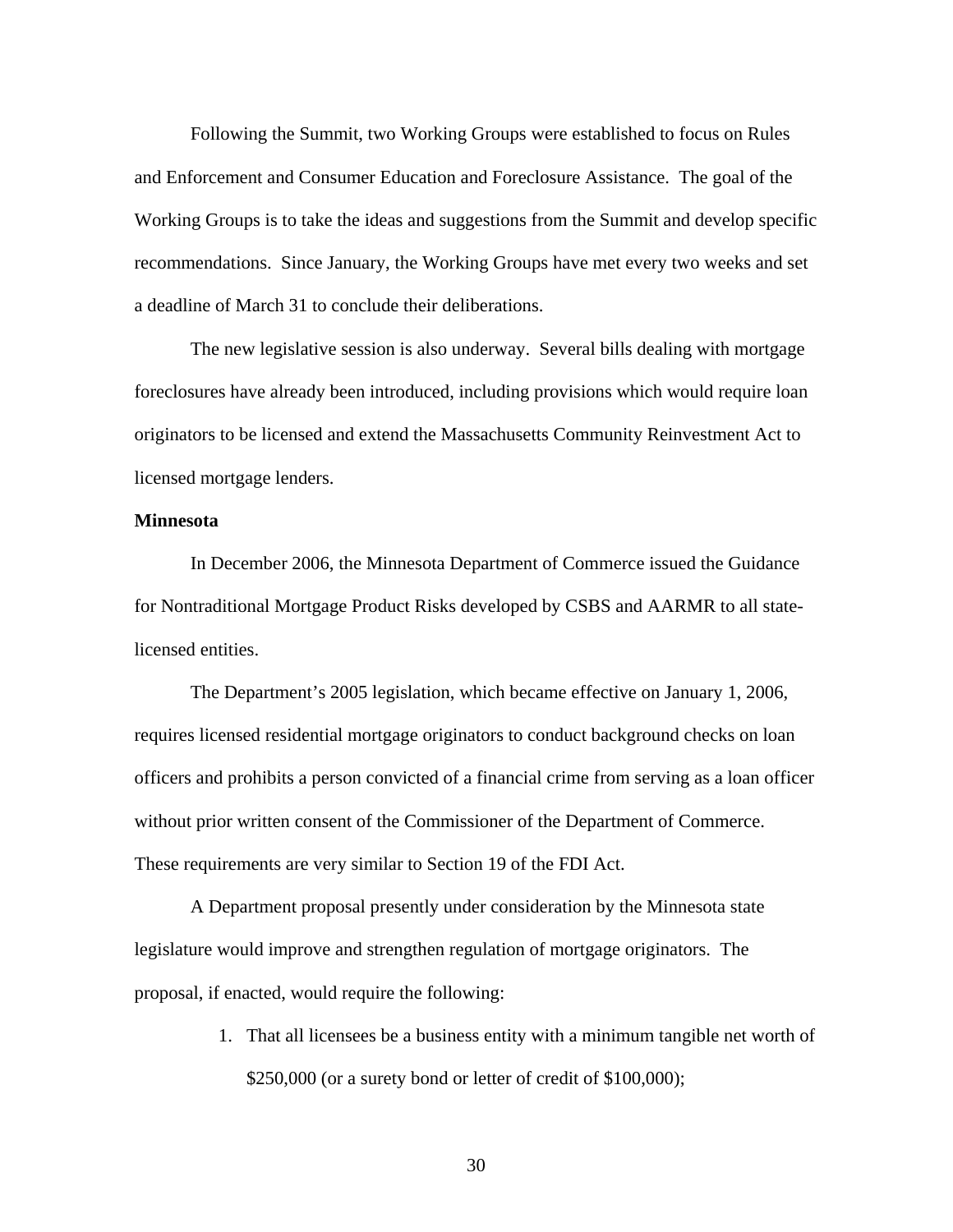Following the Summit, two Working Groups were established to focus on Rules and Enforcement and Consumer Education and Foreclosure Assistance. The goal of the Working Groups is to take the ideas and suggestions from the Summit and develop specific recommendations. Since January, the Working Groups have met every two weeks and set a deadline of March 31 to conclude their deliberations.

The new legislative session is also underway. Several bills dealing with mortgage foreclosures have already been introduced, including provisions which would require loan originators to be licensed and extend the Massachusetts Community Reinvestment Act to licensed mortgage lenders.

**Minnesota**

In December 2006, the Minnesota Department of Commerce issued the Guidance for Nontraditional Mortgage Product Risks developed by CSBS and AARMR to all state-licensed entities.

The Department's 2005 legislation, which became effective on January 1, 2006, requires licensed residential mortgage originators to conduct background checks on loan officers and prohibits a person convicted of a financial crime from serving as a loan officer without prior written consent of the Commissioner of the Department of Commerce. These requirements are very similar to Section 19 of the FDI Act.

A Department proposal presently under consideration by the Minnesota state legislature would improve and strengthen regulation of mortgage originators. The proposal, if enacted, would require the following:

1. That all licensees be a business entity with a minimum tangible net worth of $250,000 (or a surety bond or letter of credit of $100,000);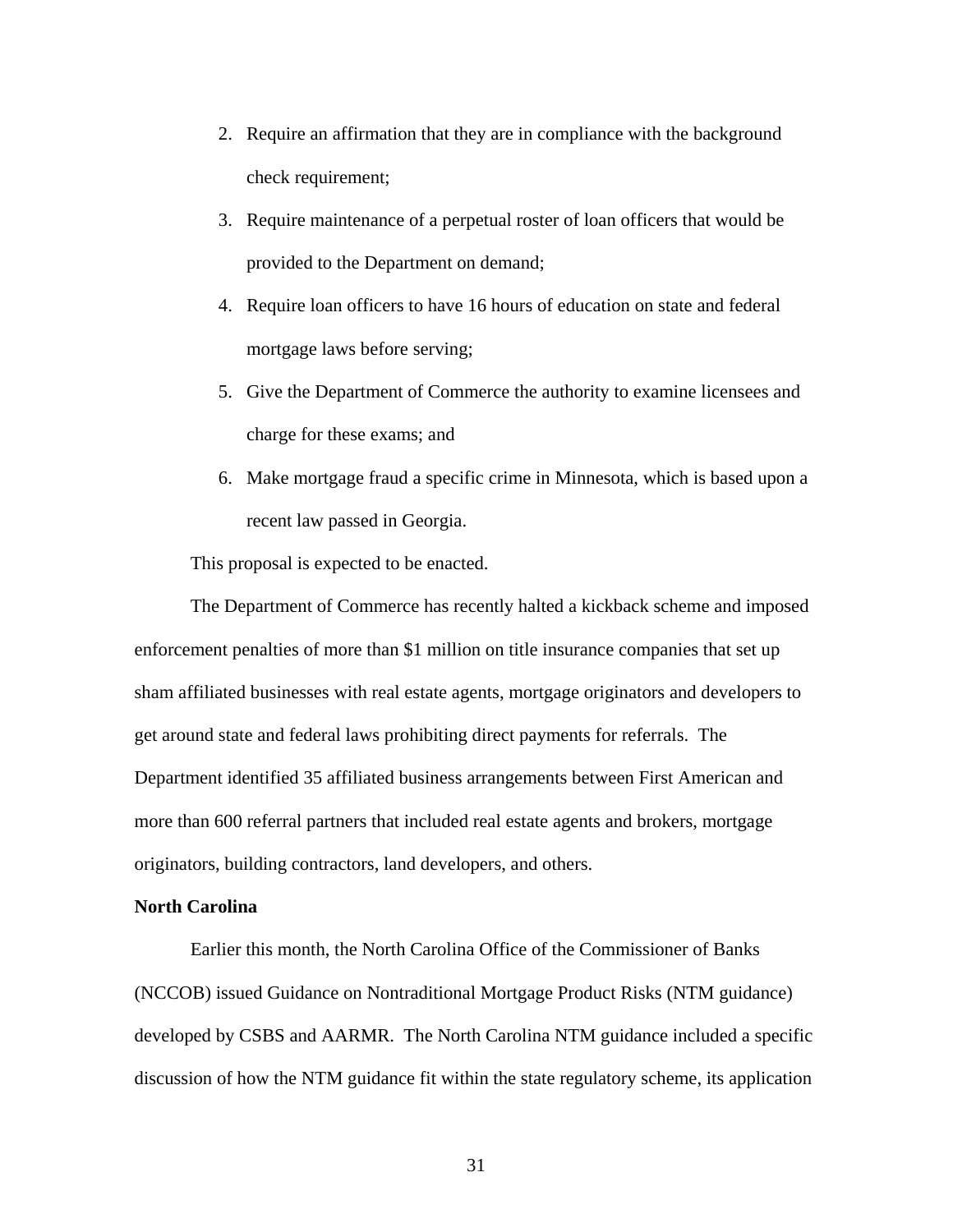2. Require an affirmation that they are in compliance with the background check requirement;
3. Require maintenance of a perpetual roster of loan officers that would be provided to the Department on demand;
4. Require loan officers to have 16 hours of education on state and federal mortgage laws before serving;
5. Give the Department of Commerce the authority to examine licensees and charge for these exams; and
6. Make mortgage fraud a specific crime in Minnesota, which is based upon a recent law passed in Georgia.

This proposal is expected to be enacted.

The Department of Commerce has recently halted a kickback scheme and imposed enforcement penalties of more than $1 million on title insurance companies that set up sham affiliated businesses with real estate agents, mortgage originators and developers to get around state and federal laws prohibiting direct payments for referrals. The Department identified 35 affiliated business arrangements between First American and more than 600 referral partners that included real estate agents and brokers, mortgage originators, building contractors, land developers, and others.

**North Carolina**

Earlier this month, the North Carolina Office of the Commissioner of Banks (NCCOB) issued Guidance on Nontraditional Mortgage Product Risks (NTM guidance) developed by CSBS and AARMR. The North Carolina NTM guidance included a specific discussion of how the NTM guidance fit within the state regulatory scheme, its application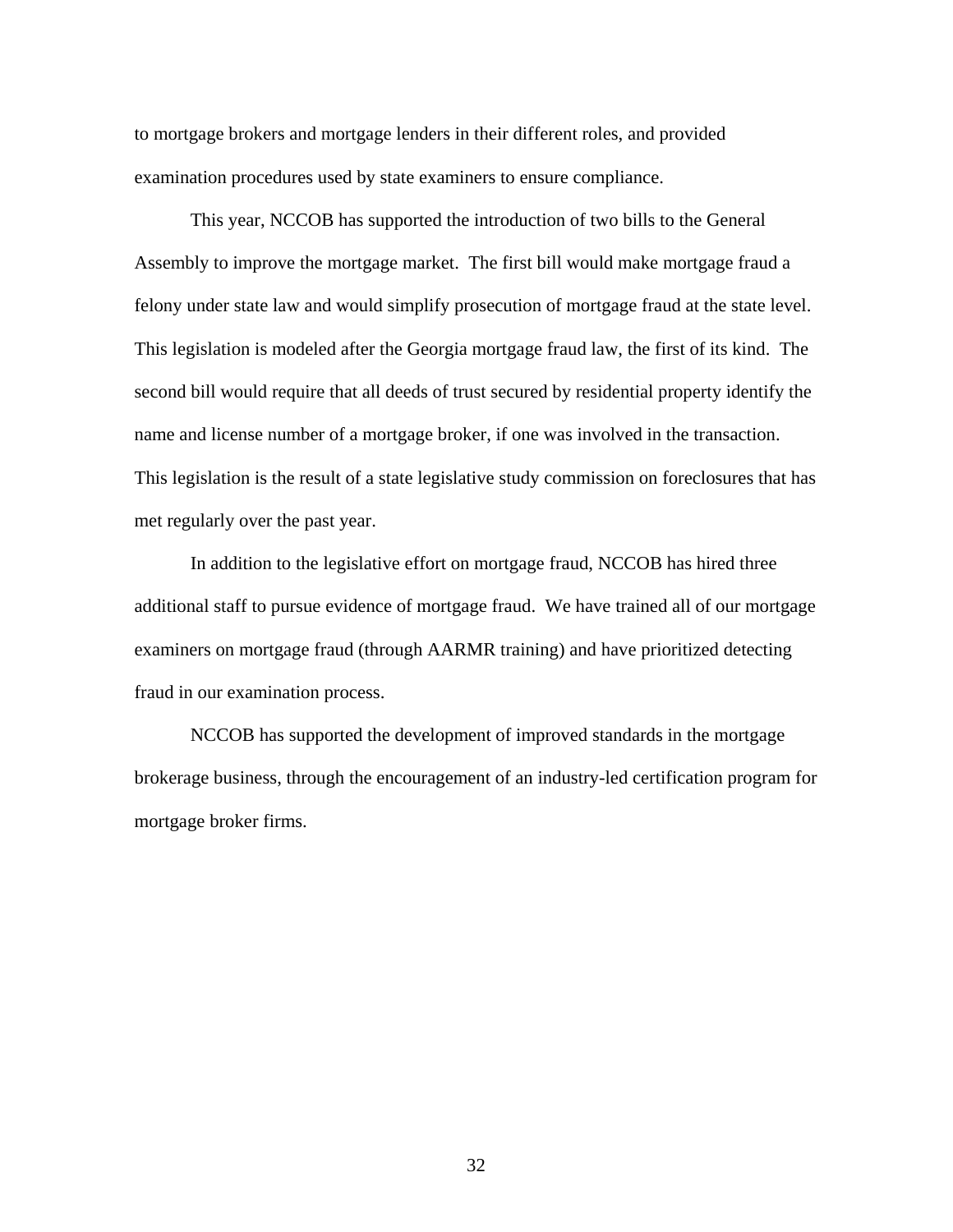to mortgage brokers and mortgage lenders in their different roles, and provided examination procedures used by state examiners to ensure compliance.

This year, NCCOB has supported the introduction of two bills to the General Assembly to improve the mortgage market. The first bill would make mortgage fraud a felony under state law and would simplify prosecution of mortgage fraud at the state level. This legislation is modeled after the Georgia mortgage fraud law, the first of its kind. The second bill would require that all deeds of trust secured by residential property identify the name and license number of a mortgage broker, if one was involved in the transaction. This legislation is the result of a state legislative study commission on foreclosures that has met regularly over the past year.

In addition to the legislative effort on mortgage fraud, NCCOB has hired three additional staff to pursue evidence of mortgage fraud. We have trained all of our mortgage examiners on mortgage fraud (through AARMR training) and have prioritized detecting fraud in our examination process.

NCCOB has supported the development of improved standards in the mortgage brokerage business, through the encouragement of an industry-led certification program for mortgage broker firms.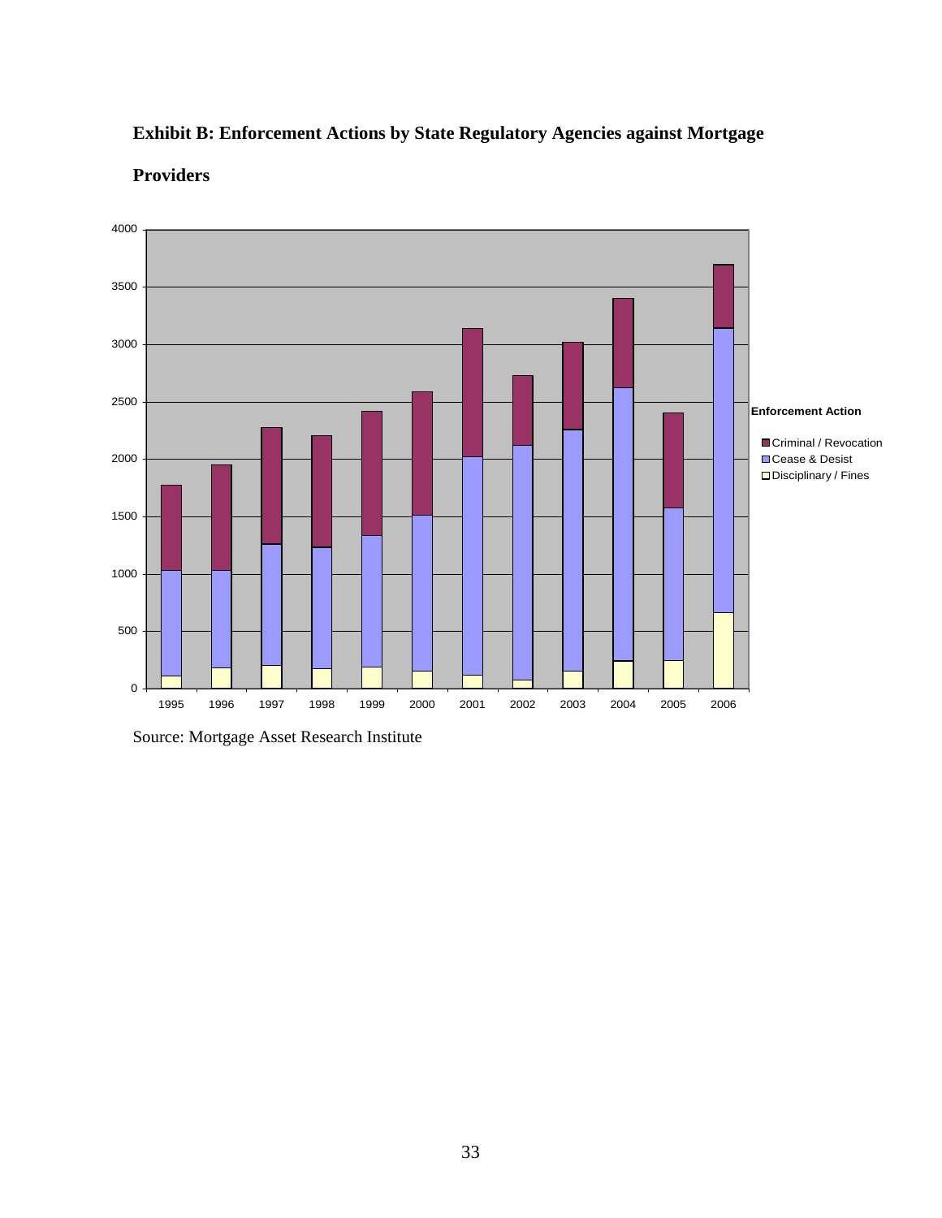**Exhibit B: Enforcement Actions by State Regulatory Agencies against Mortgage Providers**

4000
3500
3000
2500
2000
1500
1000
500
0

1995 1996 1997 1998 1999 2000 2001 2002 2003 2004 2005 2006

**Enforcement Action**

Criminal / Revocation
Cease & Desist
Disciplinary / Fines

Source: Mortgage Asset Research Institute